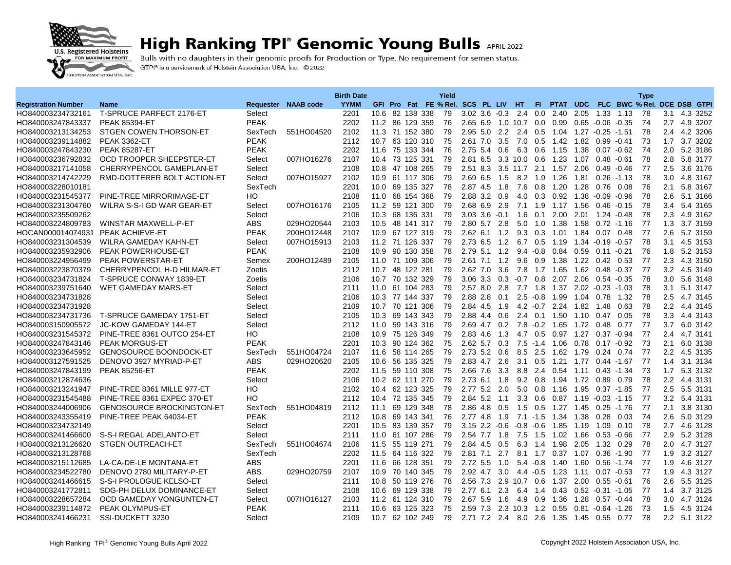# High Ranking TPI® Genomic Young Bulls APRIL 2022

Bulls with no daughters in their genomic proofs for Production or Type. No requirement for semen status.

GTPI® is a servicemark of Holstein Association USA, Inc. © 2022

| Registration Number | Name | Requester | NAAB code | Birth Date YYMM | GFI | Pro | Fat | FE | Yield % Rel. | SCS | PL | LIV | HT | FI | PTAT | UDC | FLC | BWC | Type % Rel. | DCE | DSB | GTPI |
|---|---|---|---|---|---|---|---|---|---|---|---|---|---|---|---|---|---|---|---|---|---|---|
| HO840003234732161 | T-SPRUCE PARFECT 2176-ET | Select | | 2201 | 10.6 | 82 | 138 | 338 | 79 | 3.02 | 3.6 | -0.3 | 2.4 | 0.0 | 2.40 | 2.05 | 1.33 | 1.13 | 78 | 3.1 | 4.3 | 3252 |
| HO840003247843337 | PEAK 85394-ET | PEAK | | 2202 | 11.2 | 86 | 129 | 359 | 76 | 2.65 | 6.9 | 1.0 | 10.7 | 0.0 | 0.99 | 0.65 | -0.06 | -0.35 | 74 | 2.7 | 4.9 | 3207 |
| HO840003213134253 | STGEN COWEN THORSON-ET | SexTech | 551HO04520 | 2102 | 11.3 | 71 | 152 | 380 | 79 | 2.95 | 5.0 | 2.2 | 2.4 | 0.5 | 1.04 | 1.27 | -0.25 | -1.51 | 78 | 2.4 | 4.2 | 3206 |
| HO840003239114882 | PEAK 3362-ET | PEAK | | 2112 | 10.7 | 63 | 120 | 310 | 75 | 2.61 | 7.0 | 3.5 | 7.0 | 0.5 | 1.42 | 1.82 | 0.99 | -0.41 | 73 | 1.7 | 3.7 | 3202 |
| HO840003247843230 | PEAK 85287-ET | PEAK | | 2202 | 11.6 | 75 | 133 | 344 | 76 | 2.75 | 5.4 | 0.6 | 6.3 | 0.6 | 1.15 | 1.38 | 0.07 | -0.62 | 74 | 2.0 | 5.2 | 3186 |
| HO840003236792832 | OCD TROOPER SHEEPSTER-ET | Select | 007HO16276 | 2107 | 10.4 | 73 | 125 | 331 | 79 | 2.81 | 6.5 | 3.3 | 10.0 | 0.6 | 1.23 | 1.07 | 0.48 | -0.61 | 78 | 2.8 | 5.8 | 3177 |
| HO840003217141058 | CHERRYPENCOL GAMEPLAN-ET | Select | | 2108 | 10.8 | 47 | 108 | 265 | 79 | 2.51 | 8.3 | 3.5 | 11.7 | 2.1 | 1.57 | 2.06 | 0.49 | -0.46 | 77 | 2.5 | 3.6 | 3176 |
| HO840003214742229 | RMD-DOTTERER BOLT ACTION-ET | Select | 007HO15927 | 2102 | 10.9 | 61 | 117 | 306 | 79 | 2.69 | 6.5 | 1.5 | 8.2 | 1.9 | 1.26 | 1.81 | 0.26 | -1.13 | 78 | 3.0 | 4.8 | 3167 |
| HO840003228010181 | | SexTech | | 2201 | 10.0 | 69 | 135 | 327 | 78 | 2.87 | 4.5 | 1.8 | 7.6 | 0.8 | 1.20 | 1.28 | 0.76 | 0.08 | 76 | 2.1 | 5.8 | 3167 |
| HO840003231545377 | PINE-TREE MIRRORIMAGE-ET | HO | | 2108 | 11.0 | 68 | 154 | 368 | 79 | 2.88 | 3.2 | 0.9 | 4.0 | 0.3 | 0.92 | 1.38 | -0.09 | -0.96 | 78 | 2.6 | 5.1 | 3166 |
| HO840003231304760 | WILRA S-S-I GD WAR GEAR-ET | Select | 007HO16176 | 2105 | 11.2 | 59 | 121 | 300 | 79 | 2.68 | 6.9 | 2.9 | 7.1 | 1.9 | 1.17 | 1.56 | 0.46 | -0.15 | 78 | 3.4 | 5.4 | 3165 |
| HO840003235509262 | | Select | | 2106 | 10.3 | 68 | 136 | 331 | 79 | 3.03 | 3.6 | -0.1 | 1.6 | 0.1 | 2.00 | 2.01 | 1.24 | -0.48 | 78 | 2.3 | 4.9 | 3162 |
| HO840003224809783 | WINSTAR MAXWELL-P-ET | ABS | 029HO20544 | 2103 | 10.5 | 48 | 141 | 317 | 79 | 2.80 | 5.7 | 2.8 | 5.0 | 1.0 | 1.38 | 1.58 | 0.72 | -1.16 | 77 | 1.3 | 3.7 | 3159 |
| HOCAN000014074931 | PEAK ACHIEVE-ET | PEAK | 200HO12448 | 2107 | 10.9 | 67 | 127 | 319 | 79 | 2.62 | 6.1 | 1.2 | 9.3 | 0.3 | 1.01 | 1.84 | 0.07 | 0.48 | 77 | 2.6 | 5.7 | 3159 |
| HO840003231304539 | WILRA GAMEDAY KAHN-ET | Select | 007HO15913 | 2103 | 11.2 | 71 | 126 | 337 | 79 | 2.73 | 6.5 | 1.2 | 6.7 | 0.5 | 1.19 | 1.34 | -0.19 | -0.57 | 78 | 3.1 | 4.5 | 3153 |
| HO840003235932906 | PEAK POWERHOUSE-ET | PEAK | | 2108 | 10.9 | 90 | 130 | 358 | 78 | 2.79 | 5.1 | 1.2 | 9.4 | -0.8 | 0.84 | 0.59 | 0.11 | -0.21 | 76 | 1.8 | 5.2 | 3153 |
| HO840003224956499 | PEAK POWERSTAR-ET | Semex | 200HO12489 | 2105 | 11.0 | 71 | 109 | 306 | 79 | 2.61 | 7.1 | 1.2 | 9.6 | 0.9 | 1.38 | 1.22 | 0.42 | 0.53 | 77 | 2.3 | 4.3 | 3150 |
| HO840003223870379 | CHERRYPENCOL H-D HILMAR-ET | Zoetis | | 2112 | 10.7 | 48 | 122 | 281 | 79 | 2.62 | 7.0 | 3.6 | 7.8 | 1.7 | 1.65 | 1.62 | 0.48 | -0.37 | 77 | 3.2 | 4.5 | 3149 |
| HO840003234731824 | T-SPRUCE CONWAY 1839-ET | Zoetis | | 2106 | 10.7 | 70 | 132 | 329 | 79 | 3.06 | 3.3 | 0.3 | -0.7 | 0.8 | 2.07 | 2.06 | 0.54 | -0.35 | 78 | 3.0 | 5.6 | 3148 |
| HO840003239751640 | WET GAMEDAY MARS-ET | Select | | 2111 | 11.0 | 61 | 104 | 283 | 79 | 2.57 | 8.0 | 2.8 | 7.7 | 1.8 | 1.37 | 2.02 | -0.23 | -1.03 | 78 | 3.1 | 5.1 | 3147 |
| HO840003234731828 | | Select | | 2106 | 10.3 | 77 | 144 | 337 | 79 | 2.88 | 2.8 | 0.1 | 2.5 | -0.8 | 1.99 | 1.04 | 0.78 | 1.32 | 78 | 2.5 | 4.7 | 3145 |
| HO840003234731928 | | Select | | 2109 | 10.7 | 70 | 121 | 306 | 79 | 2.84 | 4.5 | 1.9 | 4.2 | -0.7 | 2.24 | 1.82 | 1.48 | 0.63 | 78 | 2.2 | 4.4 | 3145 |
| HO840003234731736 | T-SPRUCE GAMEDAY 1751-ET | Select | | 2105 | 10.3 | 69 | 143 | 343 | 79 | 2.88 | 4.4 | 0.6 | 2.4 | 0.1 | 1.50 | 1.10 | 0.47 | 0.05 | 78 | 3.3 | 4.4 | 3143 |
| HO840003150905572 | JC-KOW GAMEDAY 144-ET | Select | | 2112 | 11.0 | 59 | 143 | 316 | 79 | 2.69 | 4.7 | 0.2 | 7.8 | -0.2 | 1.65 | 1.72 | 0.48 | 0.77 | 77 | 3.7 | 6.0 | 3142 |
| HO840003231545372 | PINE-TREE 8361 OUTCO 254-ET | HO | | 2108 | 10.9 | 75 | 126 | 349 | 79 | 2.83 | 4.6 | 1.3 | 4.7 | 0.5 | 0.97 | 1.27 | 0.37 | -0.94 | 77 | 2.4 | 4.7 | 3141 |
| HO840003247843146 | PEAK MORGUS-ET | PEAK | | 2201 | 10.3 | 90 | 124 | 362 | 75 | 2.62 | 5.7 | 0.3 | 7.5 | -1.4 | 1.06 | 0.78 | 0.17 | -0.92 | 73 | 2.1 | 6.0 | 3138 |
| HO840003233645952 | GENOSOURCE BOONDOCK-ET | SexTech | 551HO04724 | 2107 | 11.6 | 58 | 114 | 265 | 79 | 2.73 | 5.2 | 0.6 | 8.5 | 2.5 | 1.62 | 1.79 | 0.24 | 0.74 | 77 | 2.2 | 4.5 | 3135 |
| HO840003127591525 | DENOVO 3927 MYRIAD-P-ET | ABS | 029HO20620 | 2105 | 10.6 | 56 | 135 | 325 | 79 | 2.83 | 4.7 | 2.6 | 3.1 | 0.5 | 1.21 | 1.77 | 0.44 | -1.67 | 77 | 1.4 | 3.1 | 3134 |
| HO840003247843199 | PEAK 85256-ET | PEAK | | 2202 | 11.5 | 59 | 110 | 308 | 75 | 2.66 | 7.6 | 3.3 | 8.8 | 2.4 | 0.54 | 1.11 | 0.43 | -1.34 | 73 | 1.7 | 5.3 | 3132 |
| HO840003212874636 | | Select | | 2106 | 10.2 | 62 | 111 | 270 | 79 | 2.73 | 6.1 | 1.8 | 9.2 | 0.8 | 1.94 | 1.72 | 0.89 | 0.79 | 78 | 2.2 | 4.4 | 3131 |
| HO840003213241947 | PINE-TREE 8361 MILLE 977-ET | HO | | 2102 | 10.4 | 62 | 123 | 325 | 79 | 2.77 | 5.2 | 2.0 | 5.0 | 0.8 | 1.16 | 1.95 | 0.37 | -1.85 | 77 | 2.5 | 5.5 | 3131 |
| HO840003231545488 | PINE-TREE 8361 EXPEC 370-ET | HO | | 2112 | 10.4 | 72 | 135 | 345 | 79 | 2.84 | 5.2 | 1.1 | 3.3 | 0.6 | 0.87 | 1.19 | -0.03 | -1.15 | 77 | 3.2 | 5.4 | 3131 |
| HO840003244006906 | GENOSOURCE BROCKINGTON-ET | SexTech | 551HO04819 | 2112 | 11.1 | 69 | 129 | 348 | 78 | 2.86 | 4.8 | 0.5 | 1.5 | 0.5 | 1.27 | 1.45 | 0.25 | -1.76 | 77 | 2.1 | 3.8 | 3130 |
| HO840003243355419 | PINE-TREE PEAK 64034-ET | PEAK | | 2112 | 10.8 | 69 | 143 | 341 | 76 | 2.77 | 4.8 | 1.9 | 7.1 | -1.5 | 1.34 | 1.38 | 0.28 | 0.03 | 74 | 2.6 | 5.0 | 3129 |
| HO840003234732149 | | Select | | 2201 | 10.5 | 83 | 139 | 357 | 79 | 3.15 | 2.2 | -0.6 | -0.8 | -0.6 | 1.85 | 1.19 | 1.09 | 0.10 | 78 | 2.7 | 4.6 | 3128 |
| HO840003241466600 | S-S-I REGAL ADELANTO-ET | Select | | 2111 | 11.0 | 61 | 107 | 286 | 79 | 2.54 | 7.7 | 1.8 | 7.5 | 1.5 | 1.02 | 1.66 | 0.53 | -0.66 | 77 | 2.9 | 5.2 | 3128 |
| HO840003213126620 | STGEN OUTREACH-ET | SexTech | 551HO04674 | 2106 | 11.5 | 55 | 119 | 271 | 79 | 2.84 | 4.5 | 0.5 | 6.3 | 1.4 | 1.98 | 2.05 | 1.32 | 0.29 | 78 | 2.0 | 4.7 | 3127 |
| HO840003213128768 | | SexTech | | 2202 | 11.5 | 64 | 116 | 322 | 79 | 2.81 | 7.1 | 2.7 | 8.1 | 1.7 | 0.37 | 1.07 | 0.36 | -1.90 | 77 | 1.9 | 3.2 | 3127 |
| HO840003215112685 | LA-CA-DE-LE MONTANA-ET | ABS | | 2201 | 11.6 | 66 | 128 | 351 | 79 | 2.72 | 5.5 | 1.0 | 5.4 | -0.8 | 1.40 | 1.60 | 0.56 | -1.74 | 77 | 1.9 | 4.6 | 3127 |
| HO840003234522780 | DENOVO 2780 MILITARY-P-ET | ABS | 029HO20759 | 2107 | 10.9 | 70 | 140 | 345 | 79 | 2.92 | 4.7 | 3.0 | 4.4 | -0.5 | 1.23 | 1.11 | 0.07 | -0.53 | 77 | 1.9 | 4.3 | 3127 |
| HO840003241466615 | S-S-I PROLOGUE KELSO-ET | Select | | 2111 | 10.8 | 50 | 119 | 276 | 78 | 2.56 | 7.3 | 2.9 | 10.7 | 0.6 | 1.37 | 2.00 | 0.55 | -0.61 | 76 | 2.6 | 5.5 | 3125 |
| HO840003241772811 | SDG-PH DELUX DOMINANCE-ET | Select | | 2108 | 10.6 | 69 | 129 | 338 | 79 | 2.77 | 6.1 | 2.3 | 6.4 | 1.4 | 0.43 | 0.52 | -0.31 | -1.05 | 77 | 1.4 | 3.7 | 3125 |
| HO840003228657284 | OCD GAMEDAY VONGUNTEN-ET | Select | 007HO16127 | 2103 | 11.2 | 61 | 124 | 310 | 79 | 2.67 | 5.9 | 1.6 | 4.9 | 0.9 | 1.36 | 1.28 | 0.57 | -0.44 | 78 | 3.0 | 4.7 | 3124 |
| HO840003239114872 | PEAK OLYMPUS-ET | PEAK | | 2111 | 10.6 | 63 | 125 | 323 | 75 | 2.59 | 7.3 | 2.3 | 10.3 | 1.2 | 0.55 | 0.81 | -0.64 | -1.26 | 73 | 1.5 | 4.5 | 3124 |
| HO840003241466231 | SSI-DUCKETT 3230 | Select | | 2109 | 10.7 | 62 | 102 | 249 | 79 | 2.71 | 7.2 | 2.4 | 8.0 | 2.6 | 1.35 | 1.45 | 0.55 | 0.77 | 78 | 2.2 | 5.1 | 3122 |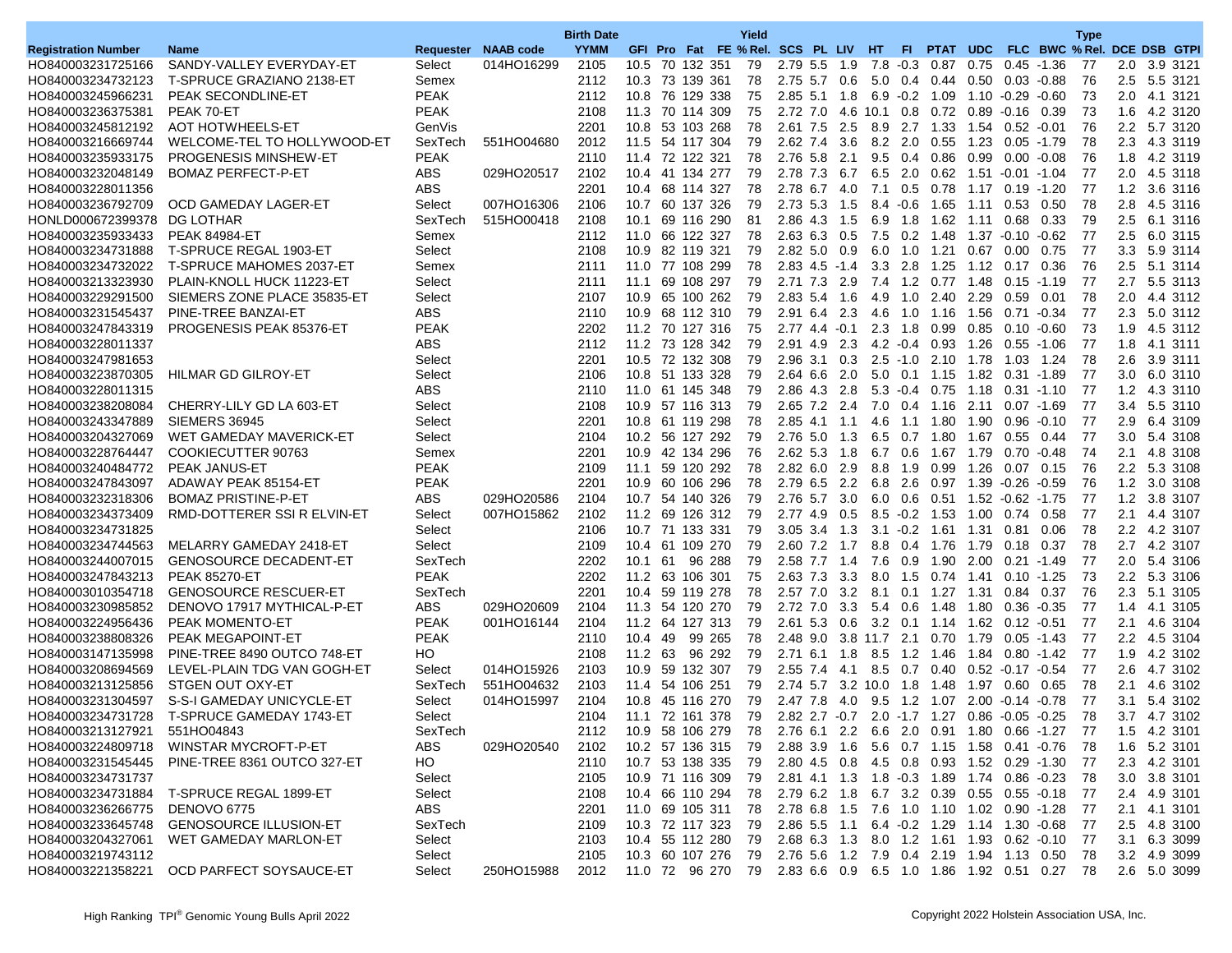| Registration Number | Name | Requester | NAAB code | Birth Date YYMM | GFI | Pro | Fat | FE | Yield % Rel. | SCS | PL | LIV | HT | FI | PTAT | UDC | FLC | BWC | Type % Rel. | DCE | DSB | GTPI |
|---|---|---|---|---|---|---|---|---|---|---|---|---|---|---|---|---|---|---|---|---|---|---|
| HO840003231725166 | SANDY-VALLEY EVERYDAY-ET | Select | 014HO16299 | 2105 | 10.5 | 70 | 132 | 351 | 79 | 2.79 | 5.5 | 1.9 | 7.8 | -0.3 | 0.87 | 0.75 | 0.45 | -1.36 | 77 | 2.0 | 3.9 | 3121 |
| HO840003234732123 | T-SPRUCE GRAZIANO 2138-ET | Semex | | 2112 | 10.3 | 73 | 139 | 361 | 78 | 2.75 | 5.7 | 0.6 | 5.0 | 0.4 | 0.44 | 0.50 | 0.03 | -0.88 | 76 | 2.5 | 5.5 | 3121 |
| HO840003245966231 | PEAK SECONDLINE-ET | PEAK | | 2112 | 10.8 | 76 | 129 | 338 | 75 | 2.85 | 5.1 | 1.8 | 6.9 | -0.2 | 1.09 | 1.10 | -0.29 | -0.60 | 73 | 2.0 | 4.1 | 3121 |
| HO840003236375381 | PEAK 70-ET | PEAK | | 2108 | 11.3 | 70 | 114 | 309 | 75 | 2.72 | 7.0 | 4.6 | 10.1 | 0.8 | 0.72 | 0.89 | -0.16 | 0.39 | 73 | 1.6 | 4.2 | 3120 |
| HO840003245812192 | AOT HOTWHEELS-ET | GenVis | | 2201 | 10.8 | 53 | 103 | 268 | 78 | 2.61 | 7.5 | 2.5 | 8.9 | 2.7 | 1.33 | 1.54 | 0.52 | -0.01 | 76 | 2.2 | 5.7 | 3120 |
| HO840003216669744 | WELCOME-TEL TO HOLLYWOOD-ET | SexTech | 551HO04680 | 2012 | 11.5 | 54 | 117 | 304 | 79 | 2.62 | 7.4 | 3.6 | 8.2 | 2.0 | 0.55 | 1.23 | 0.05 | -1.79 | 78 | 2.3 | 4.3 | 3119 |
| HO840003235933175 | PROGENESIS MINSHEW-ET | PEAK | | 2110 | 11.4 | 72 | 122 | 321 | 78 | 2.76 | 5.8 | 2.1 | 9.5 | 0.4 | 0.86 | 0.99 | 0.00 | -0.08 | 76 | 1.8 | 4.2 | 3119 |
| HO840003232048149 | BOMAZ PERFECT-P-ET | ABS | 029HO20517 | 2102 | 10.4 | 41 | 134 | 277 | 79 | 2.78 | 7.3 | 6.7 | 6.5 | 2.0 | 0.62 | 1.51 | -0.01 | -1.04 | 77 | 2.0 | 4.5 | 3118 |
| HO840003228011356 | | ABS | | 2201 | 10.4 | 68 | 114 | 327 | 78 | 2.78 | 6.7 | 4.0 | 7.1 | 0.5 | 0.78 | 1.17 | 0.19 | -1.20 | 77 | 1.2 | 3.6 | 3116 |
| HO840003236792709 | OCD GAMEDAY LAGER-ET | Select | 007HO16306 | 2106 | 10.7 | 60 | 137 | 326 | 79 | 2.73 | 5.3 | 1.5 | 8.4 | -0.6 | 1.65 | 1.11 | 0.53 | 0.50 | 78 | 2.8 | 4.5 | 3116 |
| HONLD000672399378 | DG LOTHAR | SexTech | 515HO00418 | 2108 | 10.1 | 69 | 116 | 290 | 81 | 2.86 | 4.3 | 1.5 | 6.9 | 1.8 | 1.62 | 1.11 | 0.68 | 0.33 | 79 | 2.5 | 6.1 | 3116 |
| HO840003235933433 | PEAK 84984-ET | Semex | | 2112 | 11.0 | 66 | 122 | 327 | 78 | 2.63 | 6.3 | 0.5 | 7.5 | 0.2 | 1.48 | 1.37 | -0.10 | -0.62 | 77 | 2.5 | 6.0 | 3115 |
| HO840003234731888 | T-SPRUCE REGAL 1903-ET | Select | | 2108 | 10.9 | 82 | 119 | 321 | 79 | 2.82 | 5.0 | 0.9 | 6.0 | 1.0 | 1.21 | 0.67 | 0.00 | 0.75 | 77 | 3.3 | 5.9 | 3114 |
| HO840003234732022 | T-SPRUCE MAHOMES 2037-ET | Semex | | 2111 | 11.0 | 77 | 108 | 299 | 78 | 2.83 | 4.5 | -1.4 | 3.3 | 2.8 | 1.25 | 1.12 | 0.17 | 0.36 | 76 | 2.5 | 5.1 | 3114 |
| HO840003213323930 | PLAIN-KNOLL HUCK 11223-ET | Select | | 2111 | 11.1 | 69 | 108 | 297 | 79 | 2.71 | 7.3 | 2.9 | 7.4 | 1.2 | 0.77 | 1.48 | 0.15 | -1.19 | 77 | 2.7 | 5.5 | 3113 |
| HO840003229291500 | SIEMERS ZONE PLACE 35835-ET | Select | | 2107 | 10.9 | 65 | 100 | 262 | 79 | 2.83 | 5.4 | 1.6 | 4.9 | 1.0 | 2.40 | 2.29 | 0.59 | 0.01 | 78 | 2.0 | 4.4 | 3112 |
| HO840003231545437 | PINE-TREE BANZAI-ET | ABS | | 2110 | 10.9 | 68 | 112 | 310 | 79 | 2.91 | 6.4 | 2.3 | 4.6 | 1.0 | 1.16 | 1.56 | 0.71 | -0.34 | 77 | 2.3 | 5.0 | 3112 |
| HO840003247843319 | PROGENESIS PEAK 85376-ET | PEAK | | 2202 | 11.2 | 70 | 127 | 316 | 75 | 2.77 | 4.4 | -0.1 | 2.3 | 1.8 | 0.99 | 0.85 | 0.10 | -0.60 | 73 | 1.9 | 4.5 | 3112 |
| HO840003228011337 | | ABS | | 2112 | 11.2 | 73 | 128 | 342 | 79 | 2.91 | 4.9 | 2.3 | 4.2 | -0.4 | 0.93 | 1.26 | 0.55 | -1.06 | 77 | 1.8 | 4.1 | 3111 |
| HO840003247981653 | | Select | | 2201 | 10.5 | 72 | 132 | 308 | 79 | 2.96 | 3.1 | 0.3 | 2.5 | -1.0 | 2.10 | 1.78 | 1.03 | 1.24 | 78 | 2.6 | 3.9 | 3111 |
| HO840003223870305 | HILMAR GD GILROY-ET | Select | | 2106 | 10.8 | 51 | 133 | 328 | 79 | 2.64 | 6.6 | 2.0 | 5.0 | 0.1 | 1.15 | 1.82 | 0.31 | -1.89 | 77 | 3.0 | 6.0 | 3110 |
| HO840003228011315 | | ABS | | 2110 | 11.0 | 61 | 145 | 348 | 79 | 2.86 | 4.3 | 2.8 | 5.3 | -0.4 | 0.75 | 1.18 | 0.31 | -1.10 | 77 | 1.2 | 4.3 | 3110 |
| HO840003238208084 | CHERRY-LILY GD LA 603-ET | Select | | 2108 | 10.9 | 57 | 116 | 313 | 79 | 2.65 | 7.2 | 2.4 | 7.0 | 0.4 | 1.16 | 2.11 | 0.07 | -1.69 | 77 | 3.4 | 5.5 | 3110 |
| HO840003243347889 | SIEMERS 36945 | Select | | 2201 | 10.8 | 61 | 119 | 298 | 78 | 2.85 | 4.1 | 1.1 | 4.6 | 1.1 | 1.80 | 1.90 | 0.96 | -0.10 | 77 | 2.9 | 6.4 | 3109 |
| HO840003204327069 | WET GAMEDAY MAVERICK-ET | Select | | 2104 | 10.2 | 56 | 127 | 292 | 79 | 2.76 | 5.0 | 1.3 | 6.5 | 0.7 | 1.80 | 1.67 | 0.55 | 0.44 | 77 | 3.0 | 5.4 | 3108 |
| HO840003228764447 | COOKIECUTTER 90763 | Semex | | 2201 | 10.9 | 42 | 134 | 296 | 76 | 2.62 | 5.3 | 1.8 | 6.7 | 0.6 | 1.67 | 1.79 | 0.70 | -0.48 | 74 | 2.1 | 4.8 | 3108 |
| HO840003240484772 | PEAK JANUS-ET | PEAK | | 2109 | 11.1 | 59 | 120 | 292 | 78 | 2.82 | 6.0 | 2.9 | 8.8 | 1.9 | 0.99 | 1.26 | 0.07 | 0.15 | 76 | 2.2 | 5.3 | 3108 |
| HO840003247843097 | ADAWAY PEAK 85154-ET | PEAK | | 2201 | 10.9 | 60 | 106 | 296 | 78 | 2.79 | 6.5 | 2.2 | 6.8 | 2.6 | 0.97 | 1.39 | -0.26 | -0.59 | 76 | 1.2 | 3.0 | 3108 |
| HO840003232318306 | BOMAZ PRISTINE-P-ET | ABS | 029HO20586 | 2104 | 10.7 | 54 | 140 | 326 | 79 | 2.76 | 5.7 | 3.0 | 6.0 | 0.6 | 0.51 | 1.52 | -0.62 | -1.75 | 77 | 1.2 | 3.8 | 3107 |
| HO840003234373409 | RMD-DOTTERER SSI R ELVIN-ET | Select | 007HO15862 | 2102 | 11.2 | 69 | 126 | 312 | 79 | 2.77 | 4.9 | 0.5 | 8.5 | -0.2 | 1.53 | 1.00 | 0.74 | 0.58 | 77 | 2.1 | 4.4 | 3107 |
| HO840003234731825 | | Select | | 2106 | 10.7 | 71 | 133 | 331 | 79 | 3.05 | 3.4 | 1.3 | 3.1 | -0.2 | 1.61 | 1.31 | 0.81 | 0.06 | 78 | 2.2 | 4.2 | 3107 |
| HO840003234744563 | MELARRY GAMEDAY 2418-ET | Select | | 2109 | 10.4 | 61 | 109 | 270 | 79 | 2.60 | 7.2 | 1.7 | 8.8 | 0.4 | 1.76 | 1.79 | 0.18 | 0.37 | 78 | 2.7 | 4.2 | 3107 |
| HO840003244007015 | GENOSOURCE DECADENT-ET | SexTech | | 2202 | 10.1 | 61 | 96 | 288 | 79 | 2.58 | 7.7 | 1.4 | 7.6 | 0.9 | 1.90 | 2.00 | 0.21 | -1.49 | 77 | 2.0 | 5.4 | 3106 |
| HO840003247843213 | PEAK 85270-ET | PEAK | | 2202 | 11.2 | 63 | 106 | 301 | 75 | 2.63 | 7.3 | 3.3 | 8.0 | 1.5 | 0.74 | 1.41 | 0.10 | -1.25 | 73 | 2.2 | 5.3 | 3106 |
| HO840003010354718 | GENOSOURCE RESCUER-ET | SexTech | | 2201 | 10.4 | 59 | 119 | 278 | 78 | 2.57 | 7.0 | 3.2 | 8.1 | 0.1 | 1.27 | 1.31 | 0.84 | 0.37 | 76 | 2.3 | 5.1 | 3105 |
| HO840003230985852 | DENOVO 17917 MYTHICAL-P-ET | ABS | 029HO20609 | 2104 | 11.3 | 54 | 120 | 270 | 79 | 2.72 | 7.0 | 3.3 | 5.4 | 0.6 | 1.48 | 1.80 | 0.36 | -0.35 | 77 | 1.4 | 4.1 | 3105 |
| HO840003224956436 | PEAK MOMENTO-ET | PEAK | 001HO16144 | 2104 | 11.2 | 64 | 127 | 313 | 79 | 2.61 | 5.3 | 0.6 | 3.2 | 0.1 | 1.14 | 1.62 | 0.12 | -0.51 | 77 | 2.1 | 4.6 | 3104 |
| HO840003238808326 | PEAK MEGAPOINT-ET | PEAK | | 2110 | 10.4 | 49 | 99 | 265 | 78 | 2.48 | 9.0 | 3.8 | 11.7 | 2.1 | 0.70 | 1.79 | 0.05 | -1.43 | 77 | 2.2 | 4.5 | 3104 |
| HO840003147135998 | PINE-TREE 8490 OUTCO 748-ET | HO | | 2108 | 11.2 | 63 | 96 | 292 | 79 | 2.71 | 6.1 | 1.8 | 8.5 | 1.2 | 1.46 | 1.84 | 0.80 | -1.42 | 77 | 1.9 | 4.2 | 3102 |
| HO840003208694569 | LEVEL-PLAIN TDG VAN GOGH-ET | Select | 014HO15926 | 2103 | 10.9 | 59 | 132 | 307 | 79 | 2.55 | 7.4 | 4.1 | 8.5 | 0.7 | 0.40 | 0.52 | -0.17 | -0.54 | 77 | 2.6 | 4.7 | 3102 |
| HO840003213125856 | STGEN OUT OXY-ET | SexTech | 551HO04632 | 2103 | 11.4 | 54 | 106 | 251 | 79 | 2.74 | 5.7 | 3.2 | 10.0 | 1.8 | 1.48 | 1.97 | 0.60 | 0.65 | 78 | 2.1 | 4.6 | 3102 |
| HO840003231304597 | S-S-I GAMEDAY UNICYCLE-ET | Select | 014HO15997 | 2104 | 10.8 | 45 | 116 | 270 | 79 | 2.47 | 7.8 | 4.0 | 9.5 | 1.2 | 1.07 | 2.00 | -0.14 | -0.78 | 77 | 3.1 | 5.4 | 3102 |
| HO840003234731728 | T-SPRUCE GAMEDAY 1743-ET | Select | | 2104 | 11.1 | 72 | 161 | 378 | 79 | 2.82 | 2.7 | -0.7 | 2.0 | -1.7 | 1.27 | 0.86 | -0.05 | -0.25 | 78 | 3.7 | 4.7 | 3102 |
| HO840003213127921 | 551HO04843 | SexTech | | 2112 | 10.9 | 58 | 106 | 279 | 78 | 2.76 | 6.1 | 2.2 | 6.6 | 2.0 | 0.91 | 1.80 | 0.66 | -1.27 | 77 | 1.5 | 4.2 | 3101 |
| HO840003224809718 | WINSTAR MYCROFT-P-ET | ABS | 029HO20540 | 2102 | 10.2 | 57 | 136 | 315 | 79 | 2.88 | 3.9 | 1.6 | 5.6 | 0.7 | 1.15 | 1.58 | 0.41 | -0.76 | 78 | 1.6 | 5.2 | 3101 |
| HO840003231545445 | PINE-TREE 8361 OUTCO 327-ET | HO | | 2110 | 10.7 | 53 | 138 | 335 | 79 | 2.80 | 4.5 | 0.8 | 4.5 | 0.8 | 0.93 | 1.52 | 0.29 | -1.30 | 77 | 2.3 | 4.2 | 3101 |
| HO840003234731737 | | Select | | 2105 | 10.9 | 71 | 116 | 309 | 79 | 2.81 | 4.1 | 1.3 | 1.8 | -0.3 | 1.89 | 1.74 | 0.86 | -0.23 | 78 | 3.0 | 3.8 | 3101 |
| HO840003234731884 | T-SPRUCE REGAL 1899-ET | Select | | 2108 | 10.4 | 66 | 110 | 294 | 78 | 2.79 | 6.2 | 1.8 | 6.7 | 3.2 | 0.39 | 0.55 | 0.55 | -0.18 | 77 | 2.4 | 4.9 | 3101 |
| HO840003236266775 | DENOVO 6775 | ABS | | 2201 | 11.0 | 69 | 105 | 311 | 78 | 2.78 | 6.8 | 1.5 | 7.6 | 1.0 | 1.10 | 1.02 | 0.90 | -1.28 | 77 | 2.1 | 4.1 | 3101 |
| HO840003233645748 | GENOSOURCE ILLUSION-ET | SexTech | | 2109 | 10.3 | 72 | 117 | 323 | 79 | 2.86 | 5.5 | 1.1 | 6.4 | -0.2 | 1.29 | 1.14 | 1.30 | -0.68 | 77 | 2.5 | 4.8 | 3100 |
| HO840003204327061 | WET GAMEDAY MARLON-ET | Select | | 2103 | 10.4 | 55 | 112 | 280 | 79 | 2.68 | 6.3 | 1.3 | 8.0 | 1.2 | 1.61 | 1.93 | 0.62 | -0.10 | 77 | 3.1 | 6.3 | 3099 |
| HO840003219743112 | | Select | | 2105 | 10.3 | 60 | 107 | 276 | 79 | 2.76 | 5.6 | 1.2 | 7.9 | 0.4 | 2.19 | 1.94 | 1.13 | 0.50 | 78 | 3.2 | 4.9 | 3099 |
| HO840003221358221 | OCD PARFECT SOYSAUCE-ET | Select | 250HO15988 | 2012 | 11.0 | 72 | 96 | 270 | 79 | 2.83 | 6.6 | 0.9 | 6.5 | 1.0 | 1.86 | 1.92 | 0.51 | 0.27 | 78 | 2.6 | 5.0 | 3099 |

High Ranking TPI® Genomic Young Bulls April 2022

Copyright 2022 Holstein Association USA, Inc.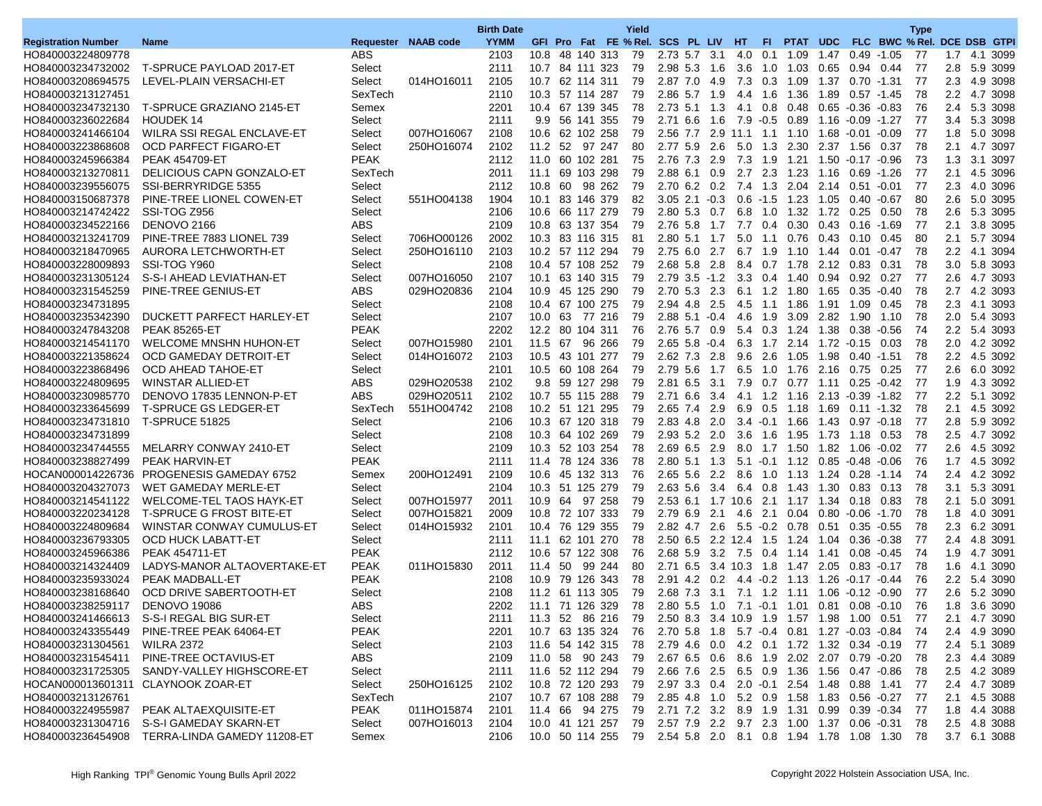| Registration Number | Name | Requester | NAAB code | Birth Date YYMM | GFI | Pro | Fat | FE | Yield % Rel. | SCS | PL | LIV | HT | FI | PTAT | UDC | FLC | BWC | Type % Rel. | DCE | DSB | GTPI |
|---|---|---|---|---|---|---|---|---|---|---|---|---|---|---|---|---|---|---|---|---|---|---|
| HO840003224809778 | | ABS | | 2103 | 10.8 | 48 | 140 | 313 | 79 | 2.73 | 5.7 | 3.1 | 4.0 | 0.1 | 1.09 | 1.47 | 0.49 | -1.05 | 77 | 1.7 | 4.1 | 3099 |
| HO840003234732002 | T-SPRUCE PAYLOAD 2017-ET | Select | | 2111 | 10.7 | 84 | 111 | 323 | 79 | 2.98 | 5.3 | 1.6 | 3.6 | 1.0 | 1.03 | 0.65 | 0.94 | 0.44 | 77 | 2.8 | 5.9 | 3099 |
| HO840003208694575 | LEVEL-PLAIN VERSACHI-ET | Select | 014HO16011 | 2105 | 10.7 | 62 | 114 | 311 | 79 | 2.87 | 7.0 | 4.9 | 7.3 | 0.3 | 1.09 | 1.37 | 0.70 | -1.31 | 77 | 2.3 | 4.9 | 3098 |
| HO840003213127451 | | SexTech | | 2110 | 10.3 | 57 | 114 | 287 | 79 | 2.86 | 5.7 | 1.9 | 4.4 | 1.6 | 1.36 | 1.89 | 0.57 | -1.45 | 78 | 2.2 | 4.7 | 3098 |
| HO840003234732130 | T-SPRUCE GRAZIANO 2145-ET | Semex | | 2201 | 10.4 | 67 | 139 | 345 | 78 | 2.73 | 5.1 | 1.3 | 4.1 | 0.8 | 0.48 | 0.65 | -0.36 | -0.83 | 76 | 2.4 | 5.3 | 3098 |
| HO840003236022684 | HOUDEK 14 | Select | | 2111 | 9.9 | 56 | 141 | 355 | 79 | 2.71 | 6.6 | 1.6 | 7.9 | -0.5 | 0.89 | 1.16 | -0.09 | -1.27 | 77 | 3.4 | 5.3 | 3098 |
| HO840003241466104 | WILRA SSI REGAL ENCLAVE-ET | Select | 007HO16067 | 2108 | 10.6 | 62 | 102 | 258 | 79 | 2.56 | 7.7 | 2.9 | 11.1 | 1.1 | 1.10 | 1.68 | -0.01 | -0.09 | 77 | 1.8 | 5.0 | 3098 |
| HO840003223868608 | OCD PARFECT FIGARO-ET | Select | 250HO16074 | 2102 | 11.2 | 52 | 97 | 247 | 80 | 2.77 | 5.9 | 2.6 | 5.0 | 1.3 | 2.30 | 2.37 | 1.56 | 0.37 | 78 | 2.1 | 4.7 | 3097 |
| HO840003245966384 | PEAK 454709-ET | PEAK | | 2112 | 11.0 | 60 | 102 | 281 | 75 | 2.76 | 7.3 | 2.9 | 7.3 | 1.9 | 1.21 | 1.50 | -0.17 | -0.96 | 73 | 1.3 | 3.1 | 3097 |
| HO840003213270811 | DELICIOUS CAPN GONZALO-ET | SexTech | | 2011 | 11.1 | 69 | 103 | 298 | 79 | 2.88 | 6.1 | 0.9 | 2.7 | 2.3 | 1.23 | 1.16 | 0.69 | -1.26 | 77 | 2.1 | 4.5 | 3096 |
| HO840003239556075 | SSI-BERRYRIDGE 5355 | Select | | 2112 | 10.8 | 60 | 98 | 262 | 79 | 2.70 | 6.2 | 0.2 | 7.4 | 1.3 | 2.04 | 2.14 | 0.51 | -0.01 | 77 | 2.3 | 4.0 | 3096 |
| HO840003150687378 | PINE-TREE LIONEL COWEN-ET | Select | 551HO04138 | 1904 | 10.1 | 83 | 146 | 379 | 82 | 3.05 | 2.1 | -0.3 | 0.6 | -1.5 | 1.23 | 1.05 | 0.40 | -0.67 | 80 | 2.6 | 5.0 | 3095 |
| HO840003214742422 | SSI-TOG Z956 | Select | | 2106 | 10.6 | 66 | 117 | 279 | 79 | 2.80 | 5.3 | 0.7 | 6.8 | 1.0 | 1.32 | 1.72 | 0.25 | 0.50 | 78 | 2.6 | 5.3 | 3095 |
| HO840003234522166 | DENOVO 2166 | ABS | | 2109 | 10.8 | 63 | 137 | 354 | 79 | 2.76 | 5.8 | 1.7 | 7.7 | 0.4 | 0.30 | 0.43 | 0.16 | -1.69 | 77 | 2.1 | 3.8 | 3095 |
| HO840003213241709 | PINE-TREE 7883 LIONEL 739 | Select | 706HO00126 | 2002 | 10.3 | 83 | 116 | 315 | 81 | 2.80 | 5.1 | 1.7 | 5.0 | 1.1 | 0.76 | 0.43 | 0.10 | 0.45 | 80 | 2.1 | 5.7 | 3094 |
| HO840003218470965 | AURORA LETCHWORTH-ET | Select | 250HO16110 | 2103 | 10.2 | 57 | 112 | 294 | 79 | 2.75 | 6.0 | 2.7 | 6.7 | 1.9 | 1.10 | 1.44 | 0.01 | -0.47 | 78 | 2.2 | 4.1 | 3094 |
| HO840003228009893 | SSI-TOG Y960 | Select | | 2108 | 10.4 | 57 | 108 | 252 | 79 | 2.68 | 5.8 | 2.8 | 8.4 | 0.7 | 1.78 | 2.12 | 0.83 | 0.31 | 78 | 3.0 | 5.8 | 3093 |
| HO840003231305124 | S-S-I AHEAD LEVIATHAN-ET | Select | 007HO16050 | 2107 | 10.1 | 63 | 140 | 315 | 79 | 2.79 | 3.5 | -1.2 | 3.3 | 0.4 | 1.40 | 0.94 | 0.92 | 0.27 | 77 | 2.6 | 4.7 | 3093 |
| HO840003231545259 | PINE-TREE GENIUS-ET | ABS | 029HO20836 | 2104 | 10.9 | 45 | 125 | 290 | 79 | 2.70 | 5.3 | 2.3 | 6.1 | 1.2 | 1.80 | 1.65 | 0.35 | -0.40 | 78 | 2.7 | 4.2 | 3093 |
| HO840003234731895 | | Select | | 2108 | 10.4 | 67 | 100 | 275 | 79 | 2.94 | 4.8 | 2.5 | 4.5 | 1.1 | 1.86 | 1.91 | 1.09 | 0.45 | 78 | 2.3 | 4.1 | 3093 |
| HO840003235342390 | DUCKETT PARFECT HARLEY-ET | Select | | 2107 | 10.0 | 63 | 77 | 216 | 79 | 2.88 | 5.1 | -0.4 | 4.6 | 1.9 | 3.09 | 2.82 | 1.90 | 1.10 | 78 | 2.0 | 5.4 | 3093 |
| HO840003247843208 | PEAK 85265-ET | PEAK | | 2202 | 12.2 | 80 | 104 | 311 | 76 | 2.76 | 5.7 | 0.9 | 5.4 | 0.3 | 1.24 | 1.38 | 0.38 | -0.56 | 74 | 2.2 | 5.4 | 3093 |
| HO840003214541170 | WELCOME MNSHN HUHON-ET | Select | 007HO15980 | 2101 | 11.5 | 67 | 96 | 266 | 79 | 2.65 | 5.8 | -0.4 | 6.3 | 1.7 | 2.14 | 1.72 | -0.15 | 0.03 | 78 | 2.0 | 4.2 | 3092 |
| HO840003221358624 | OCD GAMEDAY DETROIT-ET | Select | 014HO16072 | 2103 | 10.5 | 43 | 101 | 277 | 79 | 2.62 | 7.3 | 2.8 | 9.6 | 2.6 | 1.05 | 1.98 | 0.40 | -1.51 | 78 | 2.2 | 4.5 | 3092 |
| HO840003223868496 | OCD AHEAD TAHOE-ET | Select | | 2101 | 10.5 | 60 | 108 | 264 | 79 | 2.79 | 5.6 | 1.7 | 6.5 | 1.0 | 1.76 | 2.16 | 0.75 | 0.25 | 77 | 2.6 | 6.0 | 3092 |
| HO840003224809695 | WINSTAR ALLIED-ET | ABS | 029HO20538 | 2102 | 9.8 | 59 | 127 | 298 | 79 | 2.81 | 6.5 | 3.1 | 7.9 | 0.7 | 0.77 | 1.11 | 0.25 | -0.42 | 77 | 1.9 | 4.3 | 3092 |
| HO840003230985770 | DENOVO 17835 LENNON-P-ET | ABS | 029HO20511 | 2102 | 10.7 | 55 | 115 | 288 | 79 | 2.71 | 6.6 | 3.4 | 4.1 | 1.2 | 1.16 | 2.13 | -0.39 | -1.82 | 77 | 2.2 | 5.1 | 3092 |
| HO840003233645699 | T-SPRUCE GS LEDGER-ET | SexTech | 551HO04742 | 2108 | 10.2 | 51 | 121 | 295 | 78 | 2.65 | 7.4 | 2.9 | 6.9 | 0.5 | 1.18 | 1.69 | 0.11 | -1.32 | 78 | 2.1 | 4.5 | 3092 |
| HO840003234731810 | T-SPRUCE 51825 | Select | | 2106 | 10.3 | 67 | 120 | 318 | 79 | 2.83 | 4.8 | 2.0 | 3.4 | -0.1 | 1.66 | 1.43 | 0.97 | -0.18 | 77 | 2.8 | 5.9 | 3092 |
| HO840003234731899 | | Select | | 2108 | 10.3 | 64 | 102 | 269 | 79 | 2.93 | 5.2 | 2.0 | 3.6 | 1.6 | 1.95 | 1.73 | 1.18 | 0.53 | 78 | 2.5 | 4.7 | 3092 |
| HO840003234744555 | MELARRY CONWAY 2410-ET | Select | | 2109 | 10.3 | 52 | 103 | 254 | 78 | 2.69 | 6.5 | 2.9 | 8.0 | 1.7 | 1.50 | 1.82 | 1.06 | -0.02 | 77 | 2.6 | 4.5 | 3092 |
| HO840003238827499 | PEAK HARVIN-ET | PEAK | | 2111 | 11.4 | 78 | 124 | 336 | 78 | 2.80 | 5.1 | 1.3 | 5.1 | -0.1 | 1.12 | 0.85 | -0.48 | -0.06 | 76 | 1.7 | 4.5 | 3092 |
| HOCAN000014226736 | PROGENESIS GAMEDAY 6752 | Semex | 200HO12491 | 2109 | 10.6 | 45 | 132 | 313 | 76 | 2.65 | 5.6 | 2.2 | 8.6 | 1.0 | 1.13 | 1.24 | 0.28 | -1.14 | 74 | 2.4 | 4.2 | 3092 |
| HO840003204327073 | WET GAMEDAY MERLE-ET | Select | | 2104 | 10.3 | 51 | 125 | 279 | 79 | 2.63 | 5.6 | 3.4 | 6.4 | 0.8 | 1.43 | 1.30 | 0.83 | 0.13 | 78 | 3.1 | 5.3 | 3091 |
| HO840003214541122 | WELCOME-TEL TAOS HAYK-ET | Select | 007HO15977 | 2011 | 10.9 | 64 | 97 | 258 | 79 | 2.53 | 6.1 | 1.7 | 10.6 | 2.1 | 1.17 | 1.34 | 0.18 | 0.83 | 78 | 2.1 | 5.0 | 3091 |
| HO840003220234128 | T-SPRUCE G FROST BITE-ET | Select | 007HO15821 | 2009 | 10.8 | 72 | 107 | 333 | 79 | 2.79 | 6.9 | 2.1 | 4.6 | 2.1 | 0.04 | 0.80 | -0.06 | -1.70 | 78 | 1.8 | 4.0 | 3091 |
| HO840003224809684 | WINSTAR CONWAY CUMULUS-ET | Select | 014HO15932 | 2101 | 10.4 | 76 | 129 | 355 | 79 | 2.82 | 4.7 | 2.6 | 5.5 | -0.2 | 0.78 | 0.51 | 0.35 | -0.55 | 78 | 2.3 | 6.2 | 3091 |
| HO840003236793305 | OCD HUCK LABATT-ET | Select | | 2111 | 11.1 | 62 | 101 | 270 | 78 | 2.50 | 6.5 | 2.2 | 12.4 | 1.5 | 1.24 | 1.04 | 0.36 | -0.38 | 77 | 2.4 | 4.8 | 3091 |
| HO840003245966386 | PEAK 454711-ET | PEAK | | 2112 | 10.6 | 57 | 122 | 308 | 76 | 2.68 | 5.9 | 3.2 | 7.5 | 0.4 | 1.14 | 1.41 | 0.08 | -0.45 | 74 | 1.9 | 4.7 | 3091 |
| HO840003214324409 | LADYS-MANOR ALTAOVERTAKE-ET | PEAK | 011HO15830 | 2011 | 11.4 | 50 | 99 | 244 | 80 | 2.71 | 6.5 | 3.4 | 10.3 | 1.8 | 1.47 | 2.05 | 0.83 | -0.17 | 78 | 1.6 | 4.1 | 3090 |
| HO840003235933024 | PEAK MADBALL-ET | PEAK | | 2108 | 10.9 | 79 | 126 | 343 | 78 | 2.91 | 4.2 | 0.2 | 4.4 | -0.2 | 1.13 | 1.26 | -0.17 | -0.44 | 76 | 2.2 | 5.4 | 3090 |
| HO840003238168640 | OCD DRIVE SABERTOOTH-ET | Select | | 2108 | 11.2 | 61 | 113 | 305 | 79 | 2.68 | 7.3 | 3.1 | 7.1 | 1.2 | 1.11 | 1.06 | -0.12 | -0.90 | 77 | 2.6 | 5.2 | 3090 |
| HO840003238259117 | DENOVO 19086 | ABS | | 2202 | 11.1 | 71 | 126 | 329 | 78 | 2.80 | 5.5 | 1.0 | 7.1 | -0.1 | 1.01 | 0.81 | 0.08 | -0.10 | 76 | 1.8 | 3.6 | 3090 |
| HO840003241466613 | S-S-I REGAL BIG SUR-ET | Select | | 2111 | 11.3 | 52 | 86 | 216 | 79 | 2.50 | 8.3 | 3.4 | 10.9 | 1.9 | 1.57 | 1.98 | 1.00 | 0.51 | 77 | 2.1 | 4.7 | 3090 |
| HO840003243355449 | PINE-TREE PEAK 64064-ET | PEAK | | 2201 | 10.7 | 63 | 135 | 324 | 76 | 2.70 | 5.8 | 1.8 | 5.7 | -0.4 | 0.81 | 1.27 | -0.03 | -0.84 | 74 | 2.4 | 4.9 | 3090 |
| HO840003231304561 | WILRA 2372 | Select | | 2103 | 11.6 | 54 | 142 | 315 | 78 | 2.79 | 4.6 | 0.0 | 4.2 | 0.1 | 1.72 | 1.32 | 0.34 | -0.19 | 77 | 2.4 | 5.1 | 3089 |
| HO840003231545411 | PINE-TREE OCTAVIUS-ET | ABS | | 2109 | 11.0 | 58 | 90 | 243 | 79 | 2.67 | 6.5 | 0.6 | 8.6 | 1.9 | 2.02 | 2.07 | 0.79 | -0.20 | 78 | 2.3 | 4.4 | 3089 |
| HO840003231725305 | SANDY-VALLEY HIGHSCORE-ET | Select | | 2111 | 11.6 | 52 | 112 | 294 | 79 | 2.66 | 7.6 | 2.5 | 6.5 | 0.9 | 1.36 | 1.56 | 0.47 | -0.86 | 78 | 2.5 | 4.2 | 3089 |
| HOCAN000013601311 | CLAYNOOK ZOAR-ET | Select | 250HO16125 | 2102 | 10.8 | 72 | 120 | 293 | 79 | 2.97 | 3.3 | 0.4 | 2.0 | -0.1 | 2.54 | 1.48 | 0.88 | 1.41 | 77 | 2.4 | 4.7 | 3089 |
| HO840003213126761 | | SexTech | | 2107 | 10.7 | 67 | 108 | 288 | 79 | 2.85 | 4.8 | 1.0 | 5.2 | 0.9 | 1.58 | 1.83 | 0.56 | -0.27 | 77 | 2.1 | 4.5 | 3088 |
| HO840003224955987 | PEAK ALTAEXQUISITE-ET | PEAK | 011HO15874 | 2101 | 11.4 | 66 | 94 | 275 | 79 | 2.71 | 7.2 | 3.2 | 8.9 | 1.9 | 1.31 | 0.99 | 0.39 | -0.34 | 77 | 1.8 | 4.4 | 3088 |
| HO840003231304716 | S-S-I GAMEDAY SKARN-ET | Select | 007HO16013 | 2104 | 10.0 | 41 | 121 | 257 | 79 | 2.57 | 7.9 | 2.2 | 9.7 | 2.3 | 1.00 | 1.37 | 0.06 | -0.31 | 78 | 2.5 | 4.8 | 3088 |
| HO840003236454908 | TERRA-LINDA GAMEDY 11208-ET | Semex | | 2106 | 10.0 | 50 | 114 | 255 | 79 | 2.54 | 5.8 | 2.0 | 8.1 | 0.8 | 1.94 | 1.78 | 1.08 | 1.30 | 78 | 3.7 | 6.1 | 3088 |

High Ranking TPI® Genomic Young Bulls April 2022

Copyright 2022 Holstein Association USA, Inc.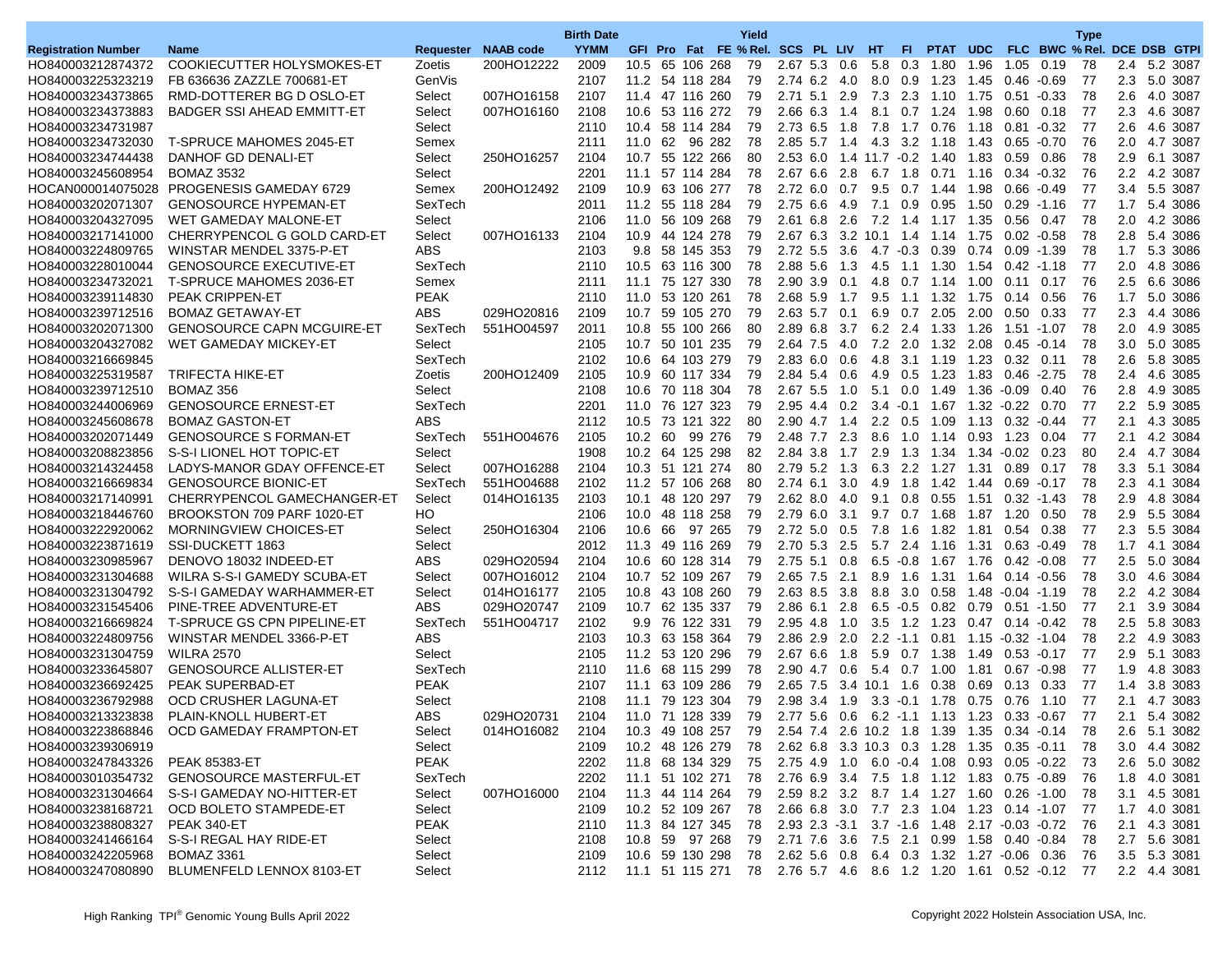| Registration Number | Name | Requester | NAAB code | Birth Date YYMM | GFI | Pro | Fat | FE | Yield % Rel. | SCS | PL | LIV | HT | FI | PTAT | UDC | FLC | BWC | Type % Rel. | DCE | DSB | GTPI |
|---|---|---|---|---|---|---|---|---|---|---|---|---|---|---|---|---|---|---|---|---|---|---|
| HO840003212874372 | COOKIECUTTER HOLYSMOKES-ET | Zoetis | 200HO12222 | 2009 | 10.5 | 65 | 106 | 268 | 79 | 2.67 | 5.3 | 0.6 | 5.8 | 0.3 | 1.80 | 1.96 | 1.05 | 0.19 | 78 | 2.4 | 5.2 | 3087 |
| HO840003225323219 | FB 636636 ZAZZLE 700681-ET | GenVis | | 2107 | 11.2 | 54 | 118 | 284 | 79 | 2.74 | 6.2 | 4.0 | 8.0 | 0.9 | 1.23 | 1.45 | 0.46 | -0.69 | 77 | 2.3 | 5.0 | 3087 |
| HO840003234373865 | RMD-DOTTERER BG D OSLO-ET | Select | 007HO16158 | 2107 | 11.4 | 47 | 116 | 260 | 79 | 2.71 | 5.1 | 2.9 | 7.3 | 2.3 | 1.10 | 1.75 | 0.51 | -0.33 | 78 | 2.6 | 4.0 | 3087 |
| HO840003234373883 | BADGER SSI AHEAD EMMITT-ET | Select | 007HO16160 | 2108 | 10.6 | 53 | 116 | 272 | 79 | 2.66 | 6.3 | 1.4 | 8.1 | 0.7 | 1.24 | 1.98 | 0.60 | 0.18 | 77 | 2.3 | 4.6 | 3087 |
| HO840003234731987 | | Select | | 2110 | 10.4 | 58 | 114 | 284 | 79 | 2.73 | 6.5 | 1.8 | 7.8 | 1.7 | 0.76 | 1.18 | 0.81 | -0.32 | 77 | 2.6 | 4.6 | 3087 |
| HO840003234732030 | T-SPRUCE MAHOMES 2045-ET | Semex | | 2111 | 11.0 | 62 | 96 | 282 | 78 | 2.85 | 5.7 | 1.4 | 4.3 | 3.2 | 1.18 | 1.43 | 0.65 | -0.70 | 76 | 2.0 | 4.7 | 3087 |
| HO840003234744438 | DANHOF GD DENALI-ET | Select | 250HO16257 | 2104 | 10.7 | 55 | 122 | 266 | 80 | 2.53 | 6.0 | 1.4 | 11.7 | -0.2 | 1.40 | 1.83 | 0.59 | 0.86 | 78 | 2.9 | 6.1 | 3087 |
| HO840003245608954 | BOMAZ 3532 | Select | | 2201 | 11.1 | 57 | 114 | 284 | 78 | 2.67 | 6.6 | 2.8 | 6.7 | 1.8 | 0.71 | 1.16 | 0.34 | -0.32 | 76 | 2.2 | 4.2 | 3087 |
| HOCAN000014075028 | PROGENESIS GAMEDAY 6729 | Semex | 200HO12492 | 2109 | 10.9 | 63 | 106 | 277 | 78 | 2.72 | 6.0 | 0.7 | 9.5 | 0.7 | 1.44 | 1.98 | 0.66 | -0.49 | 77 | 3.4 | 5.5 | 3087 |
| HO840003202071307 | GENOSOURCE HYPEMAN-ET | SexTech | | 2011 | 11.2 | 55 | 118 | 284 | 79 | 2.75 | 6.6 | 4.9 | 7.1 | 0.9 | 0.95 | 1.50 | 0.29 | -1.16 | 77 | 1.7 | 5.4 | 3086 |
| HO840003204327095 | WET GAMEDAY MALONE-ET | Select | | 2106 | 11.0 | 56 | 109 | 268 | 79 | 2.61 | 6.8 | 2.6 | 7.2 | 1.4 | 1.17 | 1.35 | 0.56 | 0.47 | 78 | 2.0 | 4.2 | 3086 |
| HO840003217141000 | CHERRYPENCOL G GOLD CARD-ET | Select | 007HO16133 | 2104 | 10.9 | 44 | 124 | 278 | 79 | 2.67 | 6.3 | 3.2 | 10.1 | 1.4 | 1.14 | 1.75 | 0.02 | -0.58 | 78 | 2.8 | 5.4 | 3086 |
| HO840003224809765 | WINSTAR MENDEL 3375-P-ET | ABS | | 2103 | 9.8 | 58 | 145 | 353 | 79 | 2.72 | 5.5 | 3.6 | 4.7 | -0.3 | 0.39 | 0.74 | 0.09 | -1.39 | 78 | 1.7 | 5.3 | 3086 |
| HO840003228010044 | GENOSOURCE EXECUTIVE-ET | SexTech | | 2110 | 10.5 | 63 | 116 | 300 | 78 | 2.88 | 5.6 | 1.3 | 4.5 | 1.1 | 1.30 | 1.54 | 0.42 | -1.18 | 77 | 2.0 | 4.8 | 3086 |
| HO840003234732021 | T-SPRUCE MAHOMES 2036-ET | Semex | | 2111 | 11.1 | 75 | 127 | 330 | 78 | 2.90 | 3.9 | 0.1 | 4.8 | 0.7 | 1.14 | 1.00 | 0.11 | 0.17 | 76 | 2.5 | 6.6 | 3086 |
| HO840003239114830 | PEAK CRIPPEN-ET | PEAK | | 2110 | 11.0 | 53 | 120 | 261 | 78 | 2.68 | 5.9 | 1.7 | 9.5 | 1.1 | 1.32 | 1.75 | 0.14 | 0.56 | 76 | 1.7 | 5.0 | 3086 |
| HO840003239712516 | BOMAZ GETAWAY-ET | ABS | 029HO20816 | 2109 | 10.7 | 59 | 105 | 270 | 79 | 2.63 | 5.7 | 0.1 | 6.9 | 0.7 | 2.05 | 2.00 | 0.50 | 0.33 | 77 | 2.3 | 4.4 | 3086 |
| HO840003202071300 | GENOSOURCE CAPN MCGUIRE-ET | SexTech | 551HO04597 | 2011 | 10.8 | 55 | 100 | 266 | 80 | 2.89 | 6.8 | 3.7 | 6.2 | 2.4 | 1.33 | 1.26 | 1.51 | -1.07 | 78 | 2.0 | 4.9 | 3085 |
| HO840003204327082 | WET GAMEDAY MICKEY-ET | Select | | 2105 | 10.7 | 50 | 101 | 235 | 79 | 2.64 | 7.5 | 4.0 | 7.2 | 2.0 | 1.32 | 2.08 | 0.45 | -0.14 | 78 | 3.0 | 5.0 | 3085 |
| HO840003216669845 | | SexTech | | 2102 | 10.6 | 64 | 103 | 279 | 79 | 2.83 | 6.0 | 0.6 | 4.8 | 3.1 | 1.19 | 1.23 | 0.32 | 0.11 | 78 | 2.6 | 5.8 | 3085 |
| HO840003225319587 | TRIFECTA HIKE-ET | Zoetis | 200HO12409 | 2105 | 10.9 | 60 | 117 | 334 | 79 | 2.84 | 5.4 | 0.6 | 4.9 | 0.5 | 1.23 | 1.83 | 0.46 | -2.75 | 78 | 2.4 | 4.6 | 3085 |
| HO840003239712510 | BOMAZ 356 | Select | | 2108 | 10.6 | 70 | 118 | 304 | 78 | 2.67 | 5.5 | 1.0 | 5.1 | 0.0 | 1.49 | 1.36 | -0.09 | 0.40 | 76 | 2.8 | 4.9 | 3085 |
| HO840003244006969 | GENOSOURCE ERNEST-ET | SexTech | | 2201 | 11.0 | 76 | 127 | 323 | 79 | 2.95 | 4.4 | 0.2 | 3.4 | -0.1 | 1.67 | 1.32 | -0.22 | 0.70 | 77 | 2.2 | 5.9 | 3085 |
| HO840003245608678 | BOMAZ GASTON-ET | ABS | | 2112 | 10.5 | 73 | 121 | 322 | 80 | 2.90 | 4.7 | 1.4 | 2.2 | 0.5 | 1.09 | 1.13 | 0.32 | -0.44 | 77 | 2.1 | 4.3 | 3085 |
| HO840003202071449 | GENOSOURCE S FORMAN-ET | SexTech | 551HO04676 | 2105 | 10.2 | 60 | 99 | 276 | 79 | 2.48 | 7.7 | 2.3 | 8.6 | 1.0 | 1.14 | 0.93 | 1.23 | 0.04 | 77 | 2.1 | 4.2 | 3084 |
| HO840003208823856 | S-S-I LIONEL HOT TOPIC-ET | Select | | 1908 | 10.2 | 64 | 125 | 298 | 82 | 2.84 | 3.8 | 1.7 | 2.9 | 1.3 | 1.34 | 1.34 | -0.02 | 0.23 | 80 | 2.4 | 4.7 | 3084 |
| HO840003214324458 | LADYS-MANOR GDAY OFFENCE-ET | Select | 007HO16288 | 2104 | 10.3 | 51 | 121 | 274 | 80 | 2.79 | 5.2 | 1.3 | 6.3 | 2.2 | 1.27 | 1.31 | 0.89 | 0.17 | 78 | 3.3 | 5.1 | 3084 |
| HO840003216669834 | GENOSOURCE BIONIC-ET | SexTech | 551HO04688 | 2102 | 11.2 | 57 | 106 | 268 | 80 | 2.74 | 6.1 | 3.0 | 4.9 | 1.8 | 1.42 | 1.44 | 0.69 | -0.17 | 78 | 2.3 | 4.1 | 3084 |
| HO840003217140991 | CHERRYPENCOL GAMECHANGER-ET | Select | 014HO16135 | 2103 | 10.1 | 48 | 120 | 297 | 79 | 2.62 | 8.0 | 4.0 | 9.1 | 0.8 | 0.55 | 1.51 | 0.32 | -1.43 | 78 | 2.9 | 4.8 | 3084 |
| HO840003218446760 | BROOKSTON 709 PARF 1020-ET | HO | | 2106 | 10.0 | 48 | 118 | 258 | 79 | 2.79 | 6.0 | 3.1 | 9.7 | 0.7 | 1.68 | 1.87 | 1.20 | 0.50 | 78 | 2.9 | 5.5 | 3084 |
| HO840003222920062 | MORNINGVIEW CHOICES-ET | Select | 250HO16304 | 2106 | 10.6 | 66 | 97 | 265 | 79 | 2.72 | 5.0 | 0.5 | 7.8 | 1.6 | 1.82 | 1.81 | 0.54 | 0.38 | 77 | 2.3 | 5.5 | 3084 |
| HO840003223871619 | SSI-DUCKETT 1863 | Select | | 2012 | 11.3 | 49 | 116 | 269 | 79 | 2.70 | 5.3 | 2.5 | 5.7 | 2.4 | 1.16 | 1.31 | 0.63 | -0.49 | 78 | 1.7 | 4.1 | 3084 |
| HO840003230985967 | DENOVO 18032 INDEED-ET | ABS | 029HO20594 | 2104 | 10.6 | 60 | 128 | 314 | 79 | 2.75 | 5.1 | 0.8 | 6.5 | -0.8 | 1.67 | 1.76 | 0.42 | -0.08 | 77 | 2.5 | 5.0 | 3084 |
| HO840003231304688 | WILRA S-S-I GAMEDY SCUBA-ET | Select | 007HO16012 | 2104 | 10.7 | 52 | 109 | 267 | 79 | 2.65 | 7.5 | 2.1 | 8.9 | 1.6 | 1.31 | 1.64 | 0.14 | -0.56 | 78 | 3.0 | 4.6 | 3084 |
| HO840003231304792 | S-S-I GAMEDAY WARHAMMER-ET | Select | 014HO16177 | 2105 | 10.8 | 43 | 108 | 260 | 79 | 2.63 | 8.5 | 3.8 | 8.8 | 3.0 | 0.58 | 1.48 | -0.04 | -1.19 | 78 | 2.2 | 4.2 | 3084 |
| HO840003231545406 | PINE-TREE ADVENTURE-ET | ABS | 029HO20747 | 2109 | 10.7 | 62 | 135 | 337 | 79 | 2.86 | 6.1 | 2.8 | 6.5 | -0.5 | 0.82 | 0.79 | 0.51 | -1.50 | 77 | 2.1 | 3.9 | 3084 |
| HO840003216669824 | T-SPRUCE GS CPN PIPELINE-ET | SexTech | 551HO04717 | 2102 | 9.9 | 76 | 122 | 331 | 79 | 2.95 | 4.8 | 1.0 | 3.5 | 1.2 | 1.23 | 0.47 | 0.14 | -0.42 | 78 | 2.5 | 5.8 | 3083 |
| HO840003224809756 | WINSTAR MENDEL 3366-P-ET | ABS | | 2103 | 10.3 | 63 | 158 | 364 | 79 | 2.86 | 2.9 | 2.0 | 2.2 | -1.1 | 0.81 | 1.15 | -0.32 | -1.04 | 78 | 2.2 | 4.9 | 3083 |
| HO840003231304759 | WILRA 2570 | Select | | 2105 | 11.2 | 53 | 120 | 296 | 79 | 2.67 | 6.6 | 1.8 | 5.9 | 0.7 | 1.38 | 1.49 | 0.53 | -0.17 | 77 | 2.9 | 5.1 | 3083 |
| HO840003233645807 | GENOSOURCE ALLISTER-ET | SexTech | | 2110 | 11.6 | 68 | 115 | 299 | 78 | 2.90 | 4.7 | 0.6 | 5.4 | 0.7 | 1.00 | 1.81 | 0.67 | -0.98 | 77 | 1.9 | 4.8 | 3083 |
| HO840003236692425 | PEAK SUPERBAD-ET | PEAK | | 2107 | 11.1 | 63 | 109 | 286 | 79 | 2.65 | 7.5 | 3.4 | 10.1 | 1.6 | 0.38 | 0.69 | 0.13 | 0.33 | 77 | 1.4 | 3.8 | 3083 |
| HO840003236792988 | OCD CRUSHER LAGUNA-ET | Select | | 2108 | 11.1 | 79 | 123 | 304 | 79 | 2.98 | 3.4 | 1.9 | 3.3 | -0.1 | 1.78 | 0.75 | 0.76 | 1.10 | 77 | 2.1 | 4.7 | 3083 |
| HO840003213323838 | PLAIN-KNOLL HUBERT-ET | ABS | 029HO20731 | 2104 | 11.0 | 71 | 128 | 339 | 79 | 2.77 | 5.6 | 0.6 | 6.2 | -1.1 | 1.13 | 1.23 | 0.33 | -0.67 | 77 | 2.1 | 5.4 | 3082 |
| HO840003223868846 | OCD GAMEDAY FRAMPTON-ET | Select | 014HO16082 | 2104 | 10.3 | 49 | 108 | 257 | 79 | 2.54 | 7.4 | 2.6 | 10.2 | 1.8 | 1.39 | 1.35 | 0.34 | -0.14 | 78 | 2.6 | 5.1 | 3082 |
| HO840003239306919 | | Select | | 2109 | 10.2 | 48 | 126 | 279 | 78 | 2.62 | 6.8 | 3.3 | 10.3 | 0.3 | 1.28 | 1.35 | 0.35 | -0.11 | 78 | 3.0 | 4.4 | 3082 |
| HO840003247843326 | PEAK 85383-ET | PEAK | | 2202 | 11.8 | 68 | 134 | 329 | 75 | 2.75 | 4.9 | 1.0 | 6.0 | -0.4 | 1.08 | 0.93 | 0.05 | -0.22 | 73 | 2.6 | 5.0 | 3082 |
| HO840003010354732 | GENOSOURCE MASTERFUL-ET | SexTech | | 2202 | 11.1 | 51 | 102 | 271 | 78 | 2.76 | 6.9 | 3.4 | 7.5 | 1.8 | 1.12 | 1.83 | 0.75 | -0.89 | 76 | 1.8 | 4.0 | 3081 |
| HO840003231304664 | S-S-I GAMEDAY NO-HITTER-ET | Select | 007HO16000 | 2104 | 11.3 | 44 | 114 | 264 | 79 | 2.59 | 8.2 | 3.2 | 8.7 | 1.4 | 1.27 | 1.60 | 0.26 | -1.00 | 78 | 3.1 | 4.5 | 3081 |
| HO840003238168721 | OCD BOLETO STAMPEDE-ET | Select | | 2109 | 10.2 | 52 | 109 | 267 | 78 | 2.66 | 6.8 | 3.0 | 7.7 | 2.3 | 1.04 | 1.23 | 0.14 | -1.07 | 77 | 1.7 | 4.0 | 3081 |
| HO840003238808327 | PEAK 340-ET | PEAK | | 2110 | 11.3 | 84 | 127 | 345 | 78 | 2.93 | 2.3 | -3.1 | 3.7 | -1.6 | 1.48 | 2.17 | -0.03 | -0.72 | 76 | 2.1 | 4.3 | 3081 |
| HO840003241466164 | S-S-I REGAL HAY RIDE-ET | Select | | 2108 | 10.8 | 59 | 97 | 268 | 79 | 2.71 | 7.6 | 3.6 | 7.5 | 2.1 | 0.99 | 1.58 | 0.40 | -0.84 | 78 | 2.7 | 5.6 | 3081 |
| HO840003242205968 | BOMAZ 3361 | Select | | 2109 | 10.6 | 59 | 130 | 298 | 78 | 2.62 | 5.6 | 0.8 | 6.4 | 0.3 | 1.32 | 1.27 | -0.06 | 0.36 | 76 | 3.5 | 5.3 | 3081 |
| HO840003247080890 | BLUMENFELD LENNOX 8103-ET | Select | | 2112 | 11.1 | 51 | 115 | 271 | 78 | 2.76 | 5.7 | 4.6 | 8.6 | 1.2 | 1.20 | 1.61 | 0.52 | -0.12 | 77 | 2.2 | 4.4 | 3081 |

High Ranking TPI® Genomic Young Bulls April 2022

Copyright 2022 Holstein Association USA, Inc.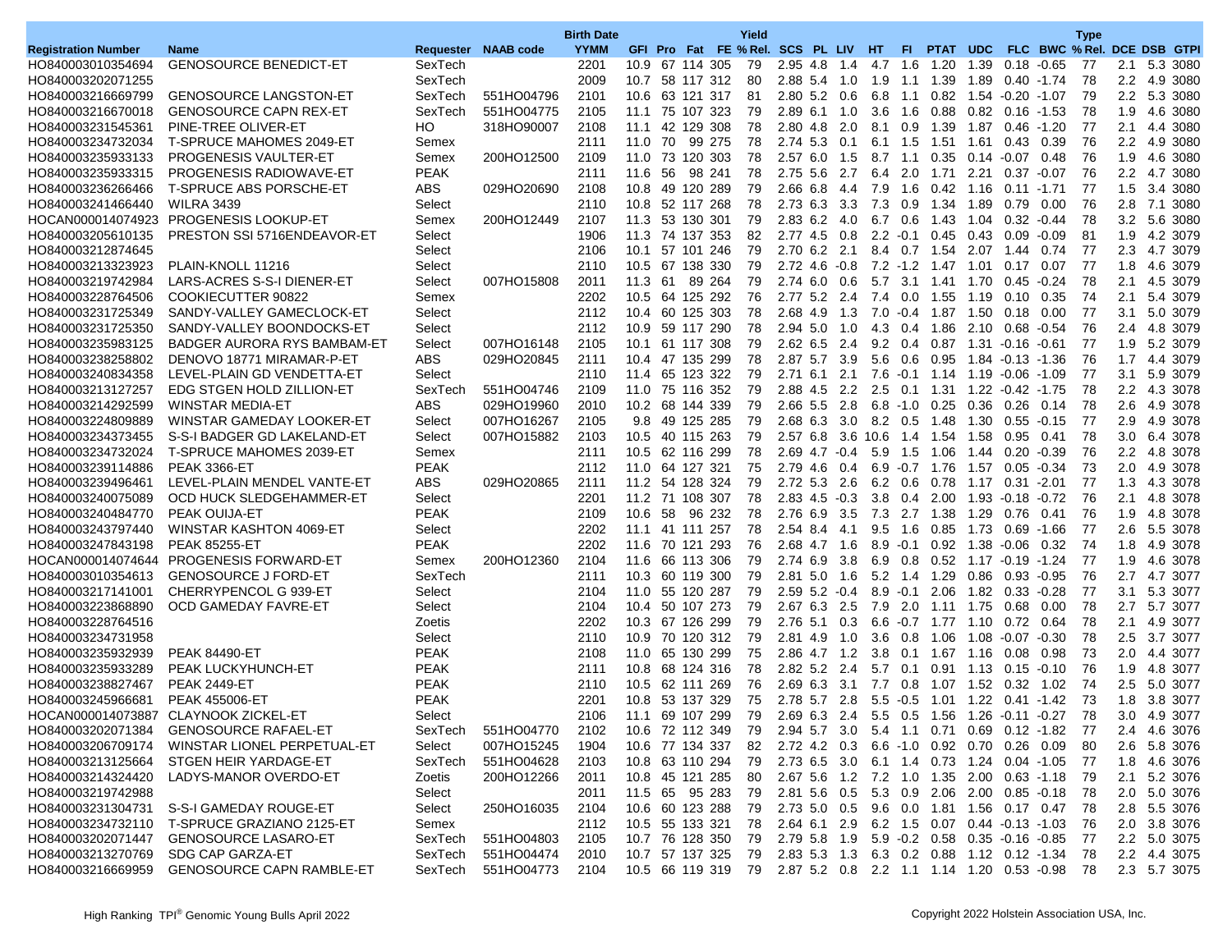| Registration Number | Name | Requester | NAAB code | Birth Date YYMM | GFI | Pro | Fat | FE | Yield % Rel. | SCS | PL | LIV | HT | FI | PTAT | UDC | FLC | BWC | Type % Rel. | DCE | DSB | GTPI |
|---|---|---|---|---|---|---|---|---|---|---|---|---|---|---|---|---|---|---|---|---|---|---|
| HO840003010354694 | GENOSOURCE BENEDICT-ET | SexTech | | 2201 | 10.9 | 67 | 114 | 305 | 79 | 2.95 | 4.8 | 1.4 | 4.7 | 1.6 | 1.20 | 1.39 | 0.18 | -0.65 | 77 | 2.1 | 5.3 | 3080 |
| HO840003202071255 | | SexTech | | 2009 | 10.7 | 58 | 117 | 312 | 80 | 2.88 | 5.4 | 1.0 | 1.9 | 1.1 | 1.39 | 1.89 | 0.40 | -1.74 | 78 | 2.2 | 4.9 | 3080 |
| HO840003216669799 | GENOSOURCE LANGSTON-ET | SexTech | 551HO04796 | 2101 | 10.6 | 63 | 121 | 317 | 81 | 2.80 | 5.2 | 0.6 | 6.8 | 1.1 | 0.82 | 1.54 | -0.20 | -1.07 | 79 | 2.2 | 5.3 | 3080 |
| HO840003216670018 | GENOSOURCE CAPN REX-ET | SexTech | 551HO04775 | 2105 | 11.1 | 75 | 107 | 323 | 79 | 2.89 | 6.1 | 1.0 | 3.6 | 1.6 | 0.88 | 0.82 | 0.16 | -1.53 | 78 | 1.9 | 4.6 | 3080 |
| HO840003231545361 | PINE-TREE OLIVER-ET | HO | 318HO90007 | 2108 | 11.1 | 42 | 129 | 308 | 78 | 2.80 | 4.8 | 2.0 | 8.1 | 0.9 | 1.39 | 1.87 | 0.46 | -1.20 | 77 | 2.1 | 4.4 | 3080 |
| HO840003234732034 | T-SPRUCE MAHOMES 2049-ET | Semex | | 2111 | 11.0 | 70 | 99 | 275 | 78 | 2.74 | 5.3 | 0.1 | 6.1 | 1.5 | 1.51 | 1.61 | 0.43 | 0.39 | 76 | 2.2 | 4.9 | 3080 |
| HO840003235933133 | PROGENESIS VAULTER-ET | Semex | 200HO12500 | 2109 | 11.0 | 73 | 120 | 303 | 78 | 2.57 | 6.0 | 1.5 | 8.7 | 1.1 | 0.35 | 0.14 | -0.07 | 0.48 | 76 | 1.9 | 4.6 | 3080 |
| HO840003235933315 | PROGENESIS RADIOWAVE-ET | PEAK | | 2111 | 11.6 | 56 | 98 | 241 | 78 | 2.75 | 5.6 | 2.7 | 6.4 | 2.0 | 1.71 | 2.21 | 0.37 | -0.07 | 76 | 2.2 | 4.7 | 3080 |
| HO840003236266466 | T-SPRUCE ABS PORSCHE-ET | ABS | 029HO20690 | 2108 | 10.8 | 49 | 120 | 289 | 79 | 2.66 | 6.8 | 4.4 | 7.9 | 1.6 | 0.42 | 1.16 | 0.11 | -1.71 | 77 | 1.5 | 3.4 | 3080 |
| HO840003241466440 | WILRA 3439 | Select | | 2110 | 10.8 | 52 | 117 | 268 | 78 | 2.73 | 6.3 | 3.3 | 7.3 | 0.9 | 1.34 | 1.89 | 0.79 | 0.00 | 76 | 2.8 | 7.1 | 3080 |
| HOCAN000014074923 | PROGENESIS LOOKUP-ET | Semex | 200HO12449 | 2107 | 11.3 | 53 | 130 | 301 | 79 | 2.83 | 6.2 | 4.0 | 6.7 | 0.6 | 1.43 | 1.04 | 0.32 | -0.44 | 78 | 3.2 | 5.6 | 3080 |
| HO840003205610135 | PRESTON SSI 5716ENDEAVOR-ET | Select | | 1906 | 11.3 | 74 | 137 | 353 | 82 | 2.77 | 4.5 | 0.8 | 2.2 | -0.1 | 0.45 | 0.43 | 0.09 | -0.09 | 81 | 1.9 | 4.2 | 3079 |
| HO840003212874645 | | Select | | 2106 | 10.1 | 57 | 101 | 246 | 79 | 2.70 | 6.2 | 2.1 | 8.4 | 0.7 | 1.54 | 2.07 | 1.44 | 0.74 | 77 | 2.3 | 4.7 | 3079 |
| HO840003213323923 | PLAIN-KNOLL 11216 | Select | | 2110 | 10.5 | 67 | 138 | 330 | 79 | 2.72 | 4.6 | -0.8 | 7.2 | -1.2 | 1.47 | 1.01 | 0.17 | 0.07 | 77 | 1.8 | 4.6 | 3079 |
| HO840003219742984 | LARS-ACRES S-S-I DIENER-ET | Select | 007HO15808 | 2011 | 11.3 | 61 | 89 | 264 | 79 | 2.74 | 6.0 | 0.6 | 5.7 | 3.1 | 1.41 | 1.70 | 0.45 | -0.24 | 78 | 2.1 | 4.5 | 3079 |
| HO840003228764506 | COOKIECUTTER 90822 | Semex | | 2202 | 10.5 | 64 | 125 | 292 | 76 | 2.77 | 5.2 | 2.4 | 7.4 | 0.0 | 1.55 | 1.19 | 0.10 | 0.35 | 74 | 2.1 | 5.4 | 3079 |
| HO840003231725349 | SANDY-VALLEY GAMECLOCK-ET | Select | | 2112 | 10.4 | 60 | 125 | 303 | 78 | 2.68 | 4.9 | 1.3 | 7.0 | -0.4 | 1.87 | 1.50 | 0.18 | 0.00 | 77 | 3.1 | 5.0 | 3079 |
| HO840003231725350 | SANDY-VALLEY BOONDOCKS-ET | Select | | 2112 | 10.9 | 59 | 117 | 290 | 78 | 2.94 | 5.0 | 1.0 | 4.3 | 0.4 | 1.86 | 2.10 | 0.68 | -0.54 | 76 | 2.4 | 4.8 | 3079 |
| HO840003235983125 | BADGER AURORA RYS BAMBAM-ET | Select | 007HO16148 | 2105 | 10.1 | 61 | 117 | 308 | 79 | 2.62 | 6.5 | 2.4 | 9.2 | 0.4 | 0.87 | 1.31 | -0.16 | -0.61 | 77 | 1.9 | 5.2 | 3079 |
| HO840003238258802 | DENOVO 18771 MIRAMAR-P-ET | ABS | 029HO20845 | 2111 | 10.4 | 47 | 135 | 299 | 78 | 2.87 | 5.7 | 3.9 | 5.6 | 0.6 | 0.95 | 1.84 | -0.13 | -1.36 | 76 | 1.7 | 4.4 | 3079 |
| HO840003240834358 | LEVEL-PLAIN GD VENDETTA-ET | Select | | 2110 | 11.4 | 65 | 123 | 322 | 79 | 2.71 | 6.1 | 2.1 | 7.6 | -0.1 | 1.14 | 1.19 | -0.06 | -1.09 | 77 | 3.1 | 5.9 | 3079 |
| HO840003213127257 | EDG STGEN HOLD ZILLION-ET | SexTech | 551HO04746 | 2109 | 11.0 | 75 | 116 | 352 | 79 | 2.88 | 4.5 | 2.2 | 2.5 | 0.1 | 1.31 | 1.22 | -0.42 | -1.75 | 78 | 2.2 | 4.3 | 3078 |
| HO840003214292599 | WINSTAR MEDIA-ET | ABS | 029HO19960 | 2010 | 10.2 | 68 | 144 | 339 | 79 | 2.66 | 5.5 | 2.8 | 6.8 | -1.0 | 0.25 | 0.36 | 0.26 | 0.14 | 78 | 2.6 | 4.9 | 3078 |
| HO840003224809889 | WINSTAR GAMEDAY LOOKER-ET | Select | 007HO16267 | 2105 | 9.8 | 49 | 125 | 285 | 79 | 2.68 | 6.3 | 3.0 | 8.2 | 0.5 | 1.48 | 1.30 | 0.55 | -0.15 | 77 | 2.9 | 4.9 | 3078 |
| HO840003234373455 | S-S-I BADGER GD LAKELAND-ET | Select | 007HO15882 | 2103 | 10.5 | 40 | 115 | 263 | 79 | 2.57 | 6.8 | 3.6 | 10.6 | 1.4 | 1.54 | 1.58 | 0.95 | 0.41 | 78 | 3.0 | 6.4 | 3078 |
| HO840003234732024 | T-SPRUCE MAHOMES 2039-ET | Semex | | 2111 | 10.5 | 62 | 116 | 299 | 78 | 2.69 | 4.7 | -0.4 | 5.9 | 1.5 | 1.06 | 1.44 | 0.20 | -0.39 | 76 | 2.2 | 4.8 | 3078 |
| HO840003239114886 | PEAK 3366-ET | PEAK | | 2112 | 11.0 | 64 | 127 | 321 | 75 | 2.79 | 4.6 | 0.4 | 6.9 | -0.7 | 1.76 | 1.57 | 0.05 | -0.34 | 73 | 2.0 | 4.9 | 3078 |
| HO840003239496461 | LEVEL-PLAIN MENDEL VANTE-ET | ABS | 029HO20865 | 2111 | 11.2 | 54 | 128 | 324 | 79 | 2.72 | 5.3 | 2.6 | 6.2 | 0.6 | 0.78 | 1.17 | 0.31 | -2.01 | 77 | 1.3 | 4.3 | 3078 |
| HO840003240075089 | OCD HUCK SLEDGEHAMMER-ET | Select | | 2201 | 11.2 | 71 | 108 | 307 | 78 | 2.83 | 4.5 | -0.3 | 3.8 | 0.4 | 2.00 | 1.93 | -0.18 | -0.72 | 76 | 2.1 | 4.8 | 3078 |
| HO840003240084770 | PEAK OUIJA-ET | PEAK | | 2109 | 10.6 | 58 | 96 | 232 | 78 | 2.76 | 6.9 | 3.5 | 7.3 | 2.7 | 1.38 | 1.29 | 0.76 | 0.41 | 76 | 1.9 | 4.8 | 3078 |
| HO840003243797440 | WINSTAR KASHTON 4069-ET | Select | | 2202 | 11.1 | 41 | 111 | 257 | 78 | 2.54 | 8.4 | 4.1 | 9.5 | 1.6 | 0.85 | 1.73 | 0.69 | -1.66 | 77 | 2.6 | 5.5 | 3078 |
| HO840003247843198 | PEAK 85255-ET | PEAK | | 2202 | 11.6 | 70 | 121 | 293 | 76 | 2.68 | 4.7 | 1.6 | 8.9 | -0.1 | 0.92 | 1.38 | -0.06 | 0.32 | 74 | 1.8 | 4.9 | 3078 |
| HOCAN000014074644 | PROGENESIS FORWARD-ET | Semex | 200HO12360 | 2104 | 11.6 | 66 | 113 | 306 | 79 | 2.74 | 6.9 | 3.8 | 6.9 | 0.8 | 0.52 | 1.17 | -0.19 | -1.24 | 77 | 1.9 | 4.6 | 3078 |
| HO840003010354613 | GENOSOURCE J FORD-ET | SexTech | | 2111 | 10.3 | 60 | 119 | 300 | 79 | 2.81 | 5.0 | 1.6 | 5.2 | 1.4 | 1.29 | 0.86 | 0.93 | -0.95 | 76 | 2.7 | 4.7 | 3077 |
| HO840003217141001 | CHERRYPENCOL G 939-ET | Select | | 2104 | 11.0 | 55 | 120 | 287 | 79 | 2.59 | 5.2 | -0.4 | 8.9 | -0.1 | 2.06 | 1.82 | 0.33 | -0.28 | 77 | 3.1 | 5.3 | 3077 |
| HO840003223868890 | OCD GAMEDAY FAVRE-ET | Select | | 2104 | 10.4 | 50 | 107 | 273 | 79 | 2.67 | 6.3 | 2.5 | 7.9 | 2.0 | 1.11 | 1.75 | 0.68 | 0.00 | 78 | 2.7 | 5.7 | 3077 |
| HO840003228764516 | | Zoetis | | 2202 | 10.3 | 67 | 126 | 299 | 79 | 2.76 | 5.1 | 0.3 | 6.6 | -0.7 | 1.77 | 1.10 | 0.72 | 0.64 | 78 | 2.1 | 4.9 | 3077 |
| HO840003234731958 | | Select | | 2110 | 10.9 | 70 | 120 | 312 | 79 | 2.81 | 4.9 | 1.0 | 3.6 | 0.8 | 1.06 | 1.08 | -0.07 | -0.30 | 78 | 2.5 | 3.7 | 3077 |
| HO840003235932939 | PEAK 84490-ET | PEAK | | 2108 | 11.0 | 65 | 130 | 299 | 75 | 2.86 | 4.7 | 1.2 | 3.8 | 0.1 | 1.67 | 1.16 | 0.08 | 0.98 | 73 | 2.0 | 4.4 | 3077 |
| HO840003235933289 | PEAK LUCKYHUNCH-ET | PEAK | | 2111 | 10.8 | 68 | 124 | 316 | 78 | 2.82 | 5.2 | 2.4 | 5.7 | 0.1 | 0.91 | 1.13 | 0.15 | -0.10 | 76 | 1.9 | 4.8 | 3077 |
| HO840003238827467 | PEAK 2449-ET | PEAK | | 2110 | 10.5 | 62 | 111 | 269 | 76 | 2.69 | 6.3 | 3.1 | 7.7 | 0.8 | 1.07 | 1.52 | 0.32 | 1.02 | 74 | 2.5 | 5.0 | 3077 |
| HO840003245966681 | PEAK 455006-ET | PEAK | | 2201 | 10.8 | 53 | 137 | 329 | 75 | 2.78 | 5.7 | 2.8 | 5.5 | -0.5 | 1.01 | 1.22 | 0.41 | -1.42 | 73 | 1.8 | 3.8 | 3077 |
| HOCAN000014073887 | CLAYNOOK ZICKEL-ET | Select | | 2106 | 11.1 | 69 | 107 | 299 | 79 | 2.69 | 6.3 | 2.4 | 5.5 | 0.5 | 1.56 | 1.26 | -0.11 | -0.27 | 78 | 3.0 | 4.9 | 3077 |
| HO840003202071384 | GENOSOURCE RAFAEL-ET | SexTech | 551HO04770 | 2102 | 10.6 | 72 | 112 | 349 | 79 | 2.94 | 5.7 | 3.0 | 5.4 | 1.1 | 0.71 | 0.69 | 0.12 | -1.82 | 77 | 2.4 | 4.6 | 3076 |
| HO840003206709174 | WINSTAR LIONEL PERPETUAL-ET | Select | 007HO15245 | 1904 | 10.6 | 77 | 134 | 337 | 82 | 2.72 | 4.2 | 0.3 | 6.6 | -1.0 | 0.92 | 0.70 | 0.26 | 0.09 | 80 | 2.6 | 5.8 | 3076 |
| HO840003213125664 | STGEN HEIR YARDAGE-ET | SexTech | 551HO04628 | 2103 | 10.8 | 63 | 110 | 294 | 79 | 2.73 | 6.5 | 3.0 | 6.1 | 1.4 | 0.73 | 1.24 | 0.04 | -1.05 | 77 | 1.8 | 4.6 | 3076 |
| HO840003214324420 | LADYS-MANOR OVERDO-ET | Zoetis | 200HO12266 | 2011 | 10.8 | 45 | 121 | 285 | 80 | 2.67 | 5.6 | 1.2 | 7.2 | 1.0 | 1.35 | 2.00 | 0.63 | -1.18 | 79 | 2.1 | 5.2 | 3076 |
| HO840003219742988 | | Select | | 2011 | 11.5 | 65 | 95 | 283 | 79 | 2.81 | 5.6 | 0.5 | 5.3 | 0.9 | 2.06 | 2.00 | 0.85 | -0.18 | 78 | 2.0 | 5.0 | 3076 |
| HO840003231304731 | S-S-I GAMEDAY ROUGE-ET | Select | 250HO16035 | 2104 | 10.6 | 60 | 123 | 288 | 79 | 2.73 | 5.0 | 0.5 | 9.6 | 0.0 | 1.81 | 1.56 | 0.17 | 0.47 | 78 | 2.8 | 5.5 | 3076 |
| HO840003234732110 | T-SPRUCE GRAZIANO 2125-ET | Semex | | 2112 | 10.5 | 55 | 133 | 321 | 78 | 2.64 | 6.1 | 2.9 | 6.2 | 1.5 | 0.07 | 0.44 | -0.13 | -1.03 | 76 | 2.0 | 3.8 | 3076 |
| HO840003202071447 | GENOSOURCE LASARO-ET | SexTech | 551HO04803 | 2105 | 10.7 | 76 | 128 | 350 | 79 | 2.79 | 5.8 | 1.9 | 5.9 | -0.2 | 0.58 | 0.35 | -0.16 | -0.85 | 77 | 2.2 | 5.0 | 3075 |
| HO840003213270769 | SDG CAP GARZA-ET | SexTech | 551HO04474 | 2010 | 10.7 | 57 | 137 | 325 | 79 | 2.83 | 5.3 | 1.3 | 6.3 | 0.2 | 0.88 | 1.12 | 0.12 | -1.34 | 78 | 2.2 | 4.4 | 3075 |
| HO840003216669959 | GENOSOURCE CAPN RAMBLE-ET | SexTech | 551HO04773 | 2104 | 10.5 | 66 | 119 | 319 | 79 | 2.87 | 5.2 | 0.8 | 2.2 | 1.1 | 1.14 | 1.20 | 0.53 | -0.98 | 78 | 2.3 | 5.7 | 3075 |

High Ranking TPI® Genomic Young Bulls April 2022

Copyright 2022 Holstein Association USA, Inc.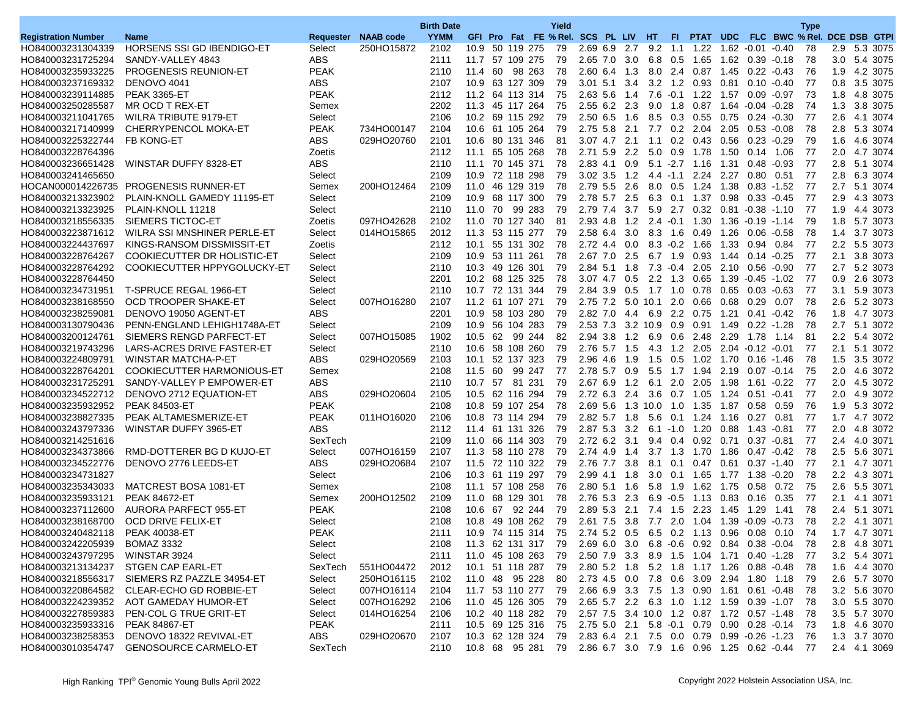| Registration Number | Name | Requester | NAAB code | Birth Date YYMM | GFI | Pro | Fat | FE | Yield % Rel. | SCS | PL | LIV | HT | FI | PTAT | UDC | FLC | BWC | Type % Rel. | DCE | DSB | GTPI |
|---|---|---|---|---|---|---|---|---|---|---|---|---|---|---|---|---|---|---|---|---|---|---|
| HO840003231304339 | HORSENS SSI GD IBENDIGO-ET | Select | 250HO15872 | 2102 | 10.9 | 50 | 119 | 275 | 79 | 2.69 | 6.9 | 2.7 | 9.2 | 1.1 | 1.22 | 1.62 | -0.01 | -0.40 | 78 | 2.9 | 5.3 | 3075 |
| HO840003231725294 | SANDY-VALLEY 4843 | ABS | | 2111 | 11.7 | 57 | 109 | 275 | 79 | 2.65 | 7.0 | 3.0 | 6.8 | 0.5 | 1.65 | 1.62 | 0.39 | -0.18 | 78 | 3.0 | 5.4 | 3075 |
| HO840003235933225 | PROGENESIS REUNION-ET | PEAK | | 2110 | 11.4 | 60 | 98 | 263 | 78 | 2.60 | 6.4 | 1.3 | 8.0 | 2.4 | 0.87 | 1.45 | 0.22 | -0.43 | 76 | 1.9 | 4.2 | 3075 |
| HO840003237169332 | DENOVO 4041 | ABS | | 2107 | 10.9 | 63 | 127 | 309 | 79 | 3.01 | 5.1 | 3.4 | 3.2 | 1.2 | 0.93 | 0.81 | 0.10 | -0.40 | 77 | 0.8 | 3.5 | 3075 |
| HO840003239114885 | PEAK 3365-ET | PEAK | | 2112 | 11.2 | 64 | 113 | 314 | 75 | 2.63 | 5.6 | 1.4 | 7.6 | -0.1 | 1.22 | 1.57 | 0.09 | -0.97 | 73 | 1.8 | 4.8 | 3075 |
| HO840003250285587 | MR OCD T REX-ET | Semex | | 2202 | 11.3 | 45 | 117 | 264 | 75 | 2.55 | 6.2 | 2.3 | 9.0 | 1.8 | 0.87 | 1.64 | -0.04 | -0.28 | 74 | 1.3 | 3.8 | 3075 |
| HO840003211041765 | WILRA TRIBUTE 9179-ET | Select | | 2106 | 10.2 | 69 | 115 | 292 | 79 | 2.50 | 6.5 | 1.6 | 8.5 | 0.3 | 0.55 | 0.75 | 0.24 | -0.30 | 77 | 2.6 | 4.1 | 3074 |
| HO840003217140999 | CHERRYPENCOL MOKA-ET | PEAK | 734HO00147 | 2104 | 10.6 | 61 | 105 | 264 | 79 | 2.75 | 5.8 | 2.1 | 7.7 | 0.2 | 2.04 | 2.05 | 0.53 | -0.08 | 78 | 2.8 | 5.3 | 3074 |
| HO840003225322744 | FB KONG-ET | ABS | 029HO20760 | 2101 | 10.6 | 80 | 131 | 346 | 81 | 3.07 | 4.7 | 2.1 | 1.1 | 0.2 | 0.43 | 0.56 | 0.23 | -0.29 | 79 | 1.6 | 4.6 | 3074 |
| HO840003228764396 | | Zoetis | | 2112 | 11.1 | 65 | 105 | 268 | 78 | 2.71 | 5.9 | 2.2 | 5.0 | 0.9 | 1.78 | 1.50 | 0.14 | 1.06 | 77 | 2.0 | 4.7 | 3074 |
| HO840003236651428 | WINSTAR DUFFY 8328-ET | ABS | | 2110 | 11.1 | 70 | 145 | 371 | 78 | 2.83 | 4.1 | 0.9 | 5.1 | -2.7 | 1.16 | 1.31 | 0.48 | -0.93 | 77 | 2.8 | 5.1 | 3074 |
| HO840003241465650 | | Select | | 2109 | 10.9 | 72 | 118 | 298 | 79 | 3.02 | 3.5 | 1.2 | 4.4 | -1.1 | 2.24 | 2.27 | 0.80 | 0.51 | 77 | 2.8 | 6.3 | 3074 |
| HOCAN000014226735 | PROGENESIS RUNNER-ET | Semex | 200HO12464 | 2109 | 11.0 | 46 | 129 | 319 | 78 | 2.79 | 5.5 | 2.6 | 8.0 | 0.5 | 1.24 | 1.38 | 0.83 | -1.52 | 77 | 2.7 | 5.1 | 3074 |
| HO840003213323902 | PLAIN-KNOLL GAMEDY 11195-ET | Select | | 2109 | 10.9 | 68 | 117 | 300 | 79 | 2.78 | 5.7 | 2.5 | 6.3 | 0.1 | 1.37 | 0.98 | 0.33 | -0.45 | 77 | 2.9 | 4.3 | 3073 |
| HO840003213323925 | PLAIN-KNOLL 11218 | Select | | 2110 | 11.0 | 70 | 99 | 283 | 79 | 2.79 | 7.4 | 3.7 | 5.9 | 2.7 | 0.32 | 0.81 | -0.38 | -1.10 | 77 | 1.9 | 4.4 | 3073 |
| HO840003218556335 | SIEMERS TICTOC-ET | Zoetis | 097HO42628 | 2102 | 11.0 | 70 | 127 | 340 | 81 | 2.93 | 4.8 | 1.2 | 2.4 | -0.1 | 1.30 | 1.36 | -0.19 | -1.14 | 79 | 1.8 | 5.7 | 3073 |
| HO840003223871612 | WILRA SSI MNSHINER PERLE-ET | Select | 014HO15865 | 2012 | 11.3 | 53 | 115 | 277 | 79 | 2.58 | 6.4 | 3.0 | 8.3 | 1.6 | 0.49 | 1.26 | 0.06 | -0.58 | 78 | 1.4 | 3.7 | 3073 |
| HO840003224437697 | KINGS-RANSOM DISSMISSIT-ET | Zoetis | | 2112 | 10.1 | 55 | 131 | 302 | 78 | 2.72 | 4.4 | 0.0 | 8.3 | -0.2 | 1.66 | 1.33 | 0.94 | 0.84 | 77 | 2.2 | 5.5 | 3073 |
| HO840003228764267 | COOKIECUTTER DR HOLISTIC-ET | Select | | 2109 | 10.9 | 53 | 111 | 261 | 78 | 2.67 | 7.0 | 2.5 | 6.7 | 1.9 | 0.93 | 1.44 | 0.14 | -0.25 | 77 | 2.1 | 3.8 | 3073 |
| HO840003228764292 | COOKIECUTTER HPPYGOLUCKY-ET | Select | | 2110 | 10.3 | 49 | 126 | 301 | 79 | 2.84 | 5.1 | 1.8 | 7.3 | -0.4 | 2.05 | 2.10 | 0.56 | -0.90 | 77 | 2.7 | 5.2 | 3073 |
| HO840003228764450 | | Select | | 2201 | 10.2 | 68 | 125 | 325 | 78 | 3.07 | 4.7 | 0.5 | 2.2 | 1.3 | 0.65 | 1.39 | -0.45 | -1.02 | 77 | 0.9 | 2.6 | 3073 |
| HO840003234731951 | T-SPRUCE REGAL 1966-ET | Select | | 2110 | 10.7 | 72 | 131 | 344 | 79 | 2.84 | 3.9 | 0.5 | 1.7 | 1.0 | 0.78 | 0.65 | 0.03 | -0.63 | 77 | 3.1 | 5.9 | 3073 |
| HO840003238168550 | OCD TROOPER SHAKE-ET | Select | 007HO16280 | 2107 | 11.2 | 61 | 107 | 271 | 79 | 2.75 | 7.2 | 5.0 | 10.1 | 2.0 | 0.66 | 0.68 | 0.29 | 0.07 | 78 | 2.6 | 5.2 | 3073 |
| HO840003238259081 | DENOVO 19050 AGENT-ET | ABS | | 2201 | 10.9 | 58 | 103 | 280 | 79 | 2.82 | 7.0 | 4.4 | 6.9 | 2.2 | 0.75 | 1.21 | 0.41 | -0.42 | 76 | 1.8 | 4.7 | 3073 |
| HO840003130790436 | PENN-ENGLAND LEHIGH1748A-ET | Select | | 2109 | 10.9 | 56 | 104 | 283 | 79 | 2.53 | 7.3 | 3.2 | 10.9 | 0.9 | 0.91 | 1.49 | 0.22 | -1.28 | 78 | 2.7 | 5.1 | 3072 |
| HO840003200124761 | SIEMERS RENGD PARFECT-ET | Select | 007HO15085 | 1902 | 10.5 | 62 | 99 | 244 | 82 | 2.94 | 3.8 | 1.2 | 6.9 | 0.6 | 2.48 | 2.29 | 1.78 | 1.14 | 81 | 2.2 | 5.4 | 3072 |
| HO840003219743296 | LARS-ACRES DRIVE FASTER-ET | Select | | 2110 | 10.6 | 58 | 108 | 260 | 79 | 2.76 | 5.7 | 1.5 | 4.3 | 1.2 | 2.05 | 2.04 | -0.12 | -0.01 | 77 | 2.1 | 5.1 | 3072 |
| HO840003224809791 | WINSTAR MATCHA-P-ET | ABS | 029HO20569 | 2103 | 10.1 | 52 | 137 | 323 | 79 | 2.96 | 4.6 | 1.9 | 1.5 | 0.5 | 1.02 | 1.70 | 0.16 | -1.46 | 78 | 1.5 | 3.5 | 3072 |
| HO840003228764201 | COOKIECUTTER HARMONIOUS-ET | Semex | | 2108 | 11.5 | 60 | 99 | 247 | 77 | 2.78 | 5.7 | 0.9 | 5.5 | 1.7 | 1.94 | 2.19 | 0.07 | -0.14 | 75 | 2.0 | 4.6 | 3072 |
| HO840003231725291 | SANDY-VALLEY P EMPOWER-ET | ABS | | 2110 | 10.7 | 57 | 81 | 231 | 79 | 2.67 | 6.9 | 1.2 | 6.1 | 2.0 | 2.05 | 1.98 | 1.61 | -0.22 | 77 | 2.0 | 4.5 | 3072 |
| HO840003234522712 | DENOVO 2712 EQUATION-ET | ABS | 029HO20604 | 2105 | 10.5 | 62 | 116 | 294 | 79 | 2.72 | 6.3 | 2.4 | 3.6 | 0.7 | 1.05 | 1.24 | 0.51 | -0.41 | 77 | 2.0 | 4.9 | 3072 |
| HO840003235932952 | PEAK 84503-ET | PEAK | | 2108 | 10.8 | 59 | 107 | 254 | 78 | 2.69 | 5.6 | 1.3 | 10.0 | 1.0 | 1.35 | 1.87 | 0.58 | 0.59 | 76 | 1.9 | 5.3 | 3072 |
| HO840003238827335 | PEAK ALTAMESMERIZE-ET | PEAK | 011HO16020 | 2106 | 10.8 | 73 | 114 | 294 | 79 | 2.82 | 5.7 | 1.8 | 5.6 | 0.1 | 1.24 | 1.16 | 0.27 | 0.81 | 77 | 1.7 | 4.7 | 3072 |
| HO840003243797336 | WINSTAR DUFFY 3965-ET | ABS | | 2112 | 11.4 | 61 | 131 | 326 | 79 | 2.87 | 5.3 | 3.2 | 6.1 | -1.0 | 1.20 | 0.88 | 1.43 | -0.81 | 77 | 2.0 | 4.8 | 3072 |
| HO840003214251616 | | SexTech | | 2109 | 11.0 | 66 | 114 | 303 | 79 | 2.72 | 6.2 | 3.1 | 9.4 | 0.4 | 0.92 | 0.71 | 0.37 | -0.81 | 77 | 2.4 | 4.0 | 3071 |
| HO840003234373866 | RMD-DOTTERER BG D KUJO-ET | Select | 007HO16159 | 2107 | 11.3 | 58 | 110 | 278 | 79 | 2.74 | 4.9 | 1.4 | 3.7 | 1.3 | 1.70 | 1.86 | 0.47 | -0.42 | 78 | 2.5 | 5.6 | 3071 |
| HO840003234522776 | DENOVO 2776 LEEDS-ET | ABS | 029HO20684 | 2107 | 11.5 | 72 | 110 | 322 | 79 | 2.76 | 7.7 | 3.8 | 8.1 | 0.1 | 0.47 | 0.61 | 0.37 | -1.40 | 77 | 2.1 | 4.7 | 3071 |
| HO840003234731827 | | Select | | 2106 | 10.3 | 61 | 119 | 297 | 79 | 2.99 | 4.1 | 1.8 | 3.0 | 0.1 | 1.65 | 1.77 | 1.38 | -0.20 | 78 | 2.2 | 4.3 | 3071 |
| HO840003235343033 | MATCREST BOSA 1081-ET | Semex | | 2108 | 11.1 | 57 | 108 | 258 | 76 | 2.80 | 5.1 | 1.6 | 5.8 | 1.9 | 1.62 | 1.75 | 0.58 | 0.72 | 75 | 2.6 | 5.5 | 3071 |
| HO840003235933121 | PEAK 84672-ET | Semex | 200HO12502 | 2109 | 11.0 | 68 | 129 | 301 | 78 | 2.76 | 5.3 | 2.3 | 6.9 | -0.5 | 1.13 | 0.83 | 0.16 | 0.35 | 77 | 2.1 | 4.1 | 3071 |
| HO840003237112600 | AURORA PARFECT 955-ET | PEAK | | 2108 | 10.6 | 67 | 92 | 244 | 79 | 2.89 | 5.3 | 2.1 | 7.4 | 1.5 | 2.23 | 1.45 | 1.29 | 1.41 | 78 | 2.4 | 5.1 | 3071 |
| HO840003238168700 | OCD DRIVE FELIX-ET | Select | | 2108 | 10.8 | 49 | 108 | 262 | 79 | 2.61 | 7.5 | 3.8 | 7.7 | 2.0 | 1.04 | 1.39 | -0.09 | -0.73 | 78 | 2.2 | 4.1 | 3071 |
| HO840003240482118 | PEAK 40038-ET | PEAK | | 2111 | 10.9 | 74 | 115 | 314 | 75 | 2.74 | 5.2 | 0.5 | 6.5 | 0.2 | 1.13 | 0.96 | 0.08 | 0.10 | 74 | 1.7 | 4.7 | 3071 |
| HO840003242205939 | BOMAZ 3332 | Select | | 2108 | 11.3 | 62 | 131 | 317 | 79 | 2.69 | 6.0 | 3.0 | 6.8 | -0.6 | 0.92 | 0.84 | 0.38 | -0.04 | 78 | 2.8 | 4.8 | 3071 |
| HO840003243797295 | WINSTAR 3924 | Select | | 2111 | 11.0 | 45 | 108 | 263 | 79 | 2.50 | 7.9 | 3.3 | 8.9 | 1.5 | 1.04 | 1.71 | 0.40 | -1.28 | 77 | 3.2 | 5.4 | 3071 |
| HO840003213134237 | STGEN CAP EARL-ET | SexTech | 551HO04472 | 2012 | 10.1 | 51 | 118 | 287 | 79 | 2.80 | 5.2 | 1.8 | 5.2 | 1.8 | 1.17 | 1.26 | 0.88 | -0.48 | 78 | 1.6 | 4.4 | 3070 |
| HO840003218556317 | SIEMERS RZ PAZZLE 34954-ET | Select | 250HO16115 | 2102 | 11.0 | 48 | 95 | 228 | 80 | 2.73 | 4.5 | 0.0 | 7.8 | 0.6 | 3.09 | 2.94 | 1.80 | 1.18 | 79 | 2.6 | 5.7 | 3070 |
| HO840003220864582 | CLEAR-ECHO GD ROBBIE-ET | Select | 007HO16114 | 2104 | 11.7 | 53 | 110 | 277 | 79 | 2.66 | 6.9 | 3.3 | 7.5 | 1.3 | 0.90 | 1.61 | 0.61 | -0.48 | 78 | 3.2 | 5.6 | 3070 |
| HO840003224239352 | AOT GAMEDAY HUMOR-ET | Select | 007HO16292 | 2106 | 11.0 | 45 | 126 | 305 | 79 | 2.65 | 5.7 | 2.2 | 6.3 | 1.0 | 1.12 | 1.59 | 0.39 | -1.07 | 78 | 3.0 | 5.5 | 3070 |
| HO840003227859383 | PEN-COL G TRUE GRIT-ET | Select | 014HO16254 | 2106 | 10.2 | 40 | 118 | 282 | 79 | 2.57 | 7.5 | 3.4 | 10.0 | 1.2 | 0.87 | 1.72 | 0.57 | -1.48 | 78 | 3.5 | 5.7 | 3070 |
| HO840003235933316 | PEAK 84867-ET | PEAK | | 2111 | 10.5 | 69 | 125 | 316 | 75 | 2.75 | 5.0 | 2.1 | 5.8 | -0.1 | 0.79 | 0.90 | 0.28 | -0.14 | 73 | 1.8 | 4.6 | 3070 |
| HO840003238258353 | DENOVO 18322 REVIVAL-ET | ABS | 029HO20670 | 2107 | 10.3 | 62 | 128 | 324 | 79 | 2.83 | 6.4 | 2.1 | 7.5 | 0.0 | 0.79 | 0.99 | -0.26 | -1.23 | 76 | 1.3 | 3.7 | 3070 |
| HO840003010354747 | GENOSOURCE CARMELO-ET | SexTech | | 2110 | 10.8 | 68 | 95 | 281 | 79 | 2.86 | 6.7 | 3.0 | 7.9 | 1.6 | 0.96 | 1.25 | 0.62 | -0.44 | 77 | 2.4 | 4.1 | 3069 |

High Ranking TPI® Genomic Young Bulls April 2022

Copyright 2022 Holstein Association USA, Inc.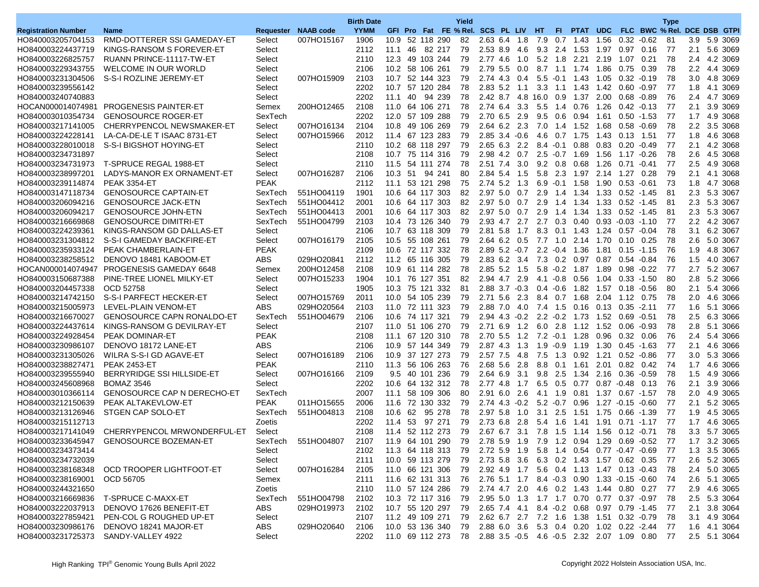| Registration Number | Name | Requester | NAAB code | Birth Date YYMM | GFI | Pro | Fat | FE | Yield % Rel. | SCS | PL | LIV | HT | FI | PTAT | UDC | FLC | BWC | Type % Rel. | DCE | DSB | GTPI |
|---|---|---|---|---|---|---|---|---|---|---|---|---|---|---|---|---|---|---|---|---|---|---|
| HO840003205704153 | RMD-DOTTERER SSI GAMEDAY-ET | Select | 007HO15167 | 1906 | 10.9 | 52 | 118 | 290 | 82 | 2.63 | 6.4 | 1.8 | 7.9 | 0.7 | 1.43 | 1.56 | 0.32 | -0.62 | 81 | 3.9 | 5.9 | 3069 |
| HO840003224437719 | KINGS-RANSOM S FOREVER-ET | Select | | 2112 | 11.1 | 46 | 82 | 217 | 79 | 2.53 | 8.9 | 4.6 | 9.3 | 2.4 | 1.53 | 1.97 | 0.97 | 0.16 | 77 | 2.1 | 5.6 | 3069 |
| HO840003226825757 | RUANN PRINCE-11117-TW-ET | Select | | 2110 | 12.3 | 49 | 103 | 244 | 79 | 2.77 | 4.6 | 1.0 | 5.2 | 1.8 | 2.21 | 2.19 | 1.07 | 0.21 | 78 | 2.4 | 4.2 | 3069 |
| HO840003229343755 | WELCOME IN OUR WORLD | Select | | 2106 | 10.2 | 58 | 106 | 261 | 79 | 2.79 | 5.5 | 0.0 | 8.7 | 1.1 | 1.74 | 1.86 | 0.75 | 0.39 | 78 | 2.2 | 4.4 | 3069 |
| HO840003231304506 | S-S-I ROZLINE JEREMY-ET | Select | 007HO15909 | 2103 | 10.7 | 52 | 144 | 323 | 79 | 2.74 | 4.3 | 0.4 | 5.5 | -0.1 | 1.43 | 1.05 | 0.32 | -0.19 | 78 | 3.0 | 4.8 | 3069 |
| HO840003239556142 | | Select | | 2202 | 10.7 | 57 | 120 | 284 | 78 | 2.83 | 5.2 | 1.1 | 3.3 | 1.1 | 1.43 | 1.42 | 0.60 | -0.97 | 77 | 1.8 | 4.1 | 3069 |
| HO840003240740883 | | Select | | 2202 | 11.1 | 40 | 94 | 239 | 78 | 2.42 | 8.7 | 4.8 | 16.0 | 0.9 | 1.37 | 2.00 | 0.68 | -0.89 | 76 | 2.4 | 4.7 | 3069 |
| HOCAN000014074981 | PROGENESIS PAINTER-ET | Semex | 200HO12465 | 2108 | 11.0 | 64 | 106 | 271 | 78 | 2.74 | 6.4 | 3.3 | 5.5 | 1.4 | 0.76 | 1.26 | 0.42 | -0.13 | 77 | 2.1 | 3.9 | 3069 |
| HO840003010354734 | GENOSOURCE ROGER-ET | SexTech | | 2202 | 12.0 | 57 | 109 | 288 | 79 | 2.70 | 6.5 | 2.9 | 9.5 | 0.6 | 0.94 | 1.61 | 0.50 | -1.53 | 77 | 1.7 | 4.9 | 3068 |
| HO840003217141005 | CHERRYPENCOL NEWSMAKER-ET | Select | 007HO16134 | 2104 | 10.8 | 49 | 106 | 269 | 79 | 2.64 | 6.2 | 2.3 | 7.0 | 1.4 | 1.52 | 1.68 | 0.58 | -0.69 | 78 | 2.2 | 3.5 | 3068 |
| HO840003224228141 | LA-CA-DE-LE T ISAAC 8731-ET | Select | 007HO15966 | 2012 | 11.4 | 67 | 123 | 283 | 79 | 2.85 | 3.4 | -0.6 | 4.6 | 0.7 | 1.75 | 1.43 | 0.13 | 1.51 | 77 | 1.8 | 4.6 | 3068 |
| HO840003228010018 | S-S-I BIGSHOT HOYING-ET | Select | | 2110 | 10.2 | 68 | 118 | 297 | 79 | 2.65 | 6.3 | 2.2 | 8.4 | -0.1 | 0.88 | 0.83 | 0.20 | -0.49 | 77 | 2.1 | 4.2 | 3068 |
| HO840003234731897 | | Select | | 2108 | 10.7 | 75 | 114 | 316 | 79 | 2.98 | 4.2 | 0.7 | 2.5 | -0.7 | 1.69 | 1.56 | 1.17 | -0.26 | 78 | 2.6 | 4.5 | 3068 |
| HO840003234731973 | T-SPRUCE REGAL 1988-ET | Select | | 2110 | 11.5 | 54 | 111 | 274 | 78 | 2.51 | 7.4 | 3.0 | 9.2 | 0.8 | 0.68 | 1.26 | 0.71 | -0.41 | 77 | 2.5 | 4.9 | 3068 |
| HO840003238997201 | LADYS-MANOR EX ORNAMENT-ET | Select | 007HO16287 | 2106 | 10.3 | 51 | 94 | 241 | 80 | 2.84 | 5.4 | 1.5 | 5.8 | 2.3 | 1.97 | 2.14 | 1.27 | 0.28 | 79 | 2.1 | 4.1 | 3068 |
| HO840003239114874 | PEAK 3354-ET | PEAK | | 2112 | 11.1 | 53 | 121 | 298 | 75 | 2.74 | 5.2 | 1.3 | 6.9 | -0.1 | 1.58 | 1.90 | 0.53 | -0.61 | 73 | 1.8 | 4.7 | 3068 |
| HO840003147118734 | GENOSOURCE CAPTAIN-ET | SexTech | 551HO04119 | 1901 | 10.6 | 64 | 117 | 303 | 82 | 2.97 | 5.0 | 0.7 | 2.9 | 1.4 | 1.34 | 1.33 | 0.52 | -1.45 | 81 | 2.3 | 5.3 | 3067 |
| HO840003206094216 | GENOSOURCE JACK-ETN | SexTech | 551HO04412 | 2001 | 10.6 | 64 | 117 | 303 | 82 | 2.97 | 5.0 | 0.7 | 2.9 | 1.4 | 1.34 | 1.33 | 0.52 | -1.45 | 81 | 2.3 | 5.3 | 3067 |
| HO840003206094217 | GENOSOURCE JOHN-ETN | SexTech | 551HO04413 | 2001 | 10.6 | 64 | 117 | 303 | 82 | 2.97 | 5.0 | 0.7 | 2.9 | 1.4 | 1.34 | 1.33 | 0.52 | -1.45 | 81 | 2.3 | 5.3 | 3067 |
| HO840003216669868 | GENOSOURCE DIMITRI-ET | SexTech | 551HO04799 | 2103 | 10.4 | 73 | 126 | 340 | 79 | 2.93 | 4.7 | 2.7 | 2.7 | 0.3 | 0.40 | 0.93 | -0.03 | -1.10 | 77 | 2.2 | 4.2 | 3067 |
| HO840003224239361 | KINGS-RANSOM GD DALLAS-ET | Select | | 2106 | 10.7 | 63 | 118 | 309 | 79 | 2.81 | 5.8 | 1.7 | 8.3 | 0.1 | 1.43 | 1.24 | 0.57 | -0.04 | 78 | 3.1 | 6.2 | 3067 |
| HO840003231304812 | S-S-I GAMEDAY BACKFIRE-ET | Select | 007HO16179 | 2105 | 10.5 | 55 | 108 | 261 | 79 | 2.64 | 6.2 | 0.5 | 7.7 | 1.0 | 2.14 | 1.70 | 0.10 | 0.25 | 78 | 2.6 | 5.0 | 3067 |
| HO840003235933124 | PEAK CHAMBERLAIN-ET | PEAK | | 2109 | 10.6 | 72 | 117 | 332 | 78 | 2.89 | 5.2 | -0.7 | 2.2 | -0.4 | 1.36 | 1.81 | 0.15 | -1.15 | 76 | 1.9 | 4.8 | 3067 |
| HO840003238258512 | DENOVO 18481 KABOOM-ET | ABS | 029HO20841 | 2112 | 11.2 | 65 | 116 | 305 | 79 | 2.83 | 6.2 | 3.4 | 7.3 | 0.2 | 0.97 | 0.87 | 0.54 | -0.84 | 76 | 1.5 | 4.0 | 3067 |
| HOCAN000014074947 | PROGENESIS GAMEDAY 6648 | Semex | 200HO12458 | 2108 | 10.9 | 61 | 114 | 282 | 78 | 2.85 | 5.2 | 1.5 | 5.8 | -0.2 | 1.87 | 1.89 | 0.98 | -0.22 | 77 | 2.7 | 5.2 | 3067 |
| HO840003150687388 | PINE-TREE LIONEL MILKY-ET | Select | 007HO15233 | 1904 | 10.1 | 76 | 127 | 351 | 82 | 2.94 | 4.7 | 2.9 | 4.1 | -0.8 | 0.56 | 1.04 | 0.33 | -1.50 | 80 | 2.8 | 5.2 | 3066 |
| HO840003204457338 | OCD 52758 | Select | | 1905 | 10.3 | 75 | 121 | 332 | 81 | 2.88 | 3.7 | -0.3 | 0.4 | -0.6 | 1.82 | 1.57 | 0.18 | -0.56 | 80 | 2.1 | 5.4 | 3066 |
| HO840003214742150 | S-S-I PARFECT HECKER-ET | Select | 007HO15769 | 2011 | 10.0 | 54 | 105 | 239 | 79 | 2.71 | 5.6 | 2.3 | 8.4 | 0.7 | 1.68 | 2.04 | 1.12 | 0.75 | 78 | 2.0 | 4.6 | 3066 |
| HO840003215005973 | LEVEL-PLAIN VENOM-ET | ABS | 029HO20564 | 2103 | 11.0 | 72 | 111 | 323 | 79 | 2.88 | 7.0 | 4.0 | 7.4 | 1.5 | 0.16 | 0.13 | 0.35 | -2.11 | 77 | 1.6 | 5.1 | 3066 |
| HO840003216670027 | GENOSOURCE CAPN RONALDO-ET | SexTech | 551HO04679 | 2106 | 10.6 | 74 | 117 | 321 | 79 | 2.94 | 4.3 | -0.2 | 2.2 | -0.2 | 1.73 | 1.52 | 0.69 | -0.51 | 78 | 2.5 | 6.3 | 3066 |
| HO840003224437614 | KINGS-RANSOM G DEVILRAY-ET | Select | | 2107 | 11.0 | 51 | 106 | 270 | 79 | 2.71 | 6.9 | 1.2 | 6.0 | 2.8 | 1.12 | 1.52 | 0.06 | -0.93 | 78 | 2.8 | 5.1 | 3066 |
| HO840003224928454 | PEAK DOMINAR-ET | PEAK | | 2108 | 11.1 | 67 | 120 | 310 | 78 | 2.70 | 5.5 | 1.2 | 7.2 | -0.1 | 1.28 | 0.96 | 0.32 | 0.06 | 76 | 2.4 | 5.4 | 3066 |
| HO840003230986107 | DENOVO 18172 LANE-ET | ABS | | 2106 | 10.9 | 57 | 144 | 349 | 79 | 2.87 | 4.3 | 1.3 | 1.9 | -0.9 | 1.19 | 1.30 | 0.45 | -1.63 | 77 | 2.1 | 4.6 | 3066 |
| HO840003231305026 | WILRA S-S-I GD AGAVE-ET | Select | 007HO16189 | 2106 | 10.9 | 37 | 127 | 273 | 79 | 2.57 | 7.5 | 4.8 | 7.5 | 1.3 | 0.92 | 1.21 | 0.52 | -0.86 | 77 | 3.0 | 5.3 | 3066 |
| HO840003238827471 | PEAK 2453-ET | PEAK | | 2110 | 11.3 | 56 | 106 | 263 | 76 | 2.68 | 5.6 | 2.8 | 8.8 | 0.1 | 1.61 | 2.01 | 0.82 | 0.42 | 74 | 1.7 | 4.6 | 3066 |
| HO840003239555940 | BERRYRIDGE SSI HILLSIDE-ET | Select | 007HO16166 | 2109 | 9.5 | 40 | 101 | 236 | 79 | 2.64 | 6.9 | 3.1 | 9.8 | 2.5 | 1.34 | 2.16 | 0.36 | -0.59 | 78 | 1.5 | 4.9 | 3066 |
| HO840003245608968 | BOMAZ 3546 | Select | | 2202 | 10.6 | 64 | 132 | 312 | 78 | 2.77 | 4.8 | 1.7 | 6.5 | 0.5 | 0.77 | 0.87 | -0.48 | 0.13 | 76 | 2.1 | 3.9 | 3066 |
| HO840003010366114 | GENOSOURCE CAP N DERECHO-ET | SexTech | | 2007 | 11.1 | 58 | 109 | 306 | 80 | 2.91 | 6.0 | 2.6 | 4.1 | 1.9 | 0.81 | 1.37 | 0.67 | -1.57 | 78 | 2.0 | 4.9 | 3065 |
| HO840003212150639 | PEAK ALTAKEVLOW-ET | PEAK | 011HO15655 | 2006 | 11.6 | 72 | 130 | 332 | 79 | 2.74 | 4.3 | -0.2 | 5.2 | -0.7 | 0.96 | 1.27 | -0.15 | -0.60 | 77 | 2.1 | 5.2 | 3065 |
| HO840003213126946 | STGEN CAP SOLO-ET | SexTech | 551HO04813 | 2108 | 10.6 | 62 | 95 | 278 | 78 | 2.97 | 5.8 | 1.0 | 3.1 | 2.5 | 1.51 | 1.75 | 0.66 | -1.39 | 77 | 1.9 | 4.5 | 3065 |
| HO840003215112713 | | Zoetis | | 2202 | 11.4 | 53 | 97 | 271 | 79 | 2.73 | 6.8 | 2.8 | 5.4 | 1.6 | 1.41 | 1.91 | 0.71 | -1.17 | 77 | 1.7 | 4.6 | 3065 |
| HO840003217141049 | CHERRYPENCOL MRWONDERFUL-ET | Select | | 2108 | 11.4 | 52 | 112 | 273 | 79 | 2.67 | 6.7 | 3.1 | 7.8 | 1.5 | 1.14 | 1.56 | 0.12 | -0.71 | 78 | 3.3 | 5.7 | 3065 |
| HO840003233645947 | GENOSOURCE BOZEMAN-ET | SexTech | 551HO04807 | 2107 | 11.9 | 64 | 101 | 290 | 79 | 2.78 | 5.9 | 1.9 | 7.9 | 1.2 | 0.94 | 1.29 | 0.69 | -0.52 | 77 | 1.7 | 3.2 | 3065 |
| HO840003234373414 | | Select | | 2102 | 11.3 | 64 | 118 | 313 | 79 | 2.72 | 5.9 | 1.9 | 5.8 | 1.4 | 0.54 | 0.77 | -0.47 | -0.69 | 77 | 1.3 | 3.5 | 3065 |
| HO840003234732039 | | Select | | 2111 | 10.0 | 59 | 113 | 279 | 79 | 2.73 | 5.8 | 3.6 | 6.3 | 0.2 | 1.43 | 1.57 | 0.62 | 0.35 | 77 | 2.6 | 5.2 | 3065 |
| HO840003238168438 | OCD TROOPER LIGHTFOOT-ET | Select | 007HO16284 | 2105 | 11.0 | 66 | 121 | 306 | 79 | 2.92 | 4.9 | 1.7 | 5.6 | 0.4 | 1.13 | 1.47 | 0.13 | -0.43 | 78 | 2.4 | 5.0 | 3065 |
| HO840003238169001 | OCD 56705 | Semex | | 2111 | 11.6 | 62 | 131 | 313 | 76 | 2.76 | 5.1 | 1.7 | 8.4 | -0.3 | 0.90 | 1.33 | -0.15 | -0.60 | 74 | 2.6 | 5.1 | 3065 |
| HO840003244321650 | | Zoetis | | 2110 | 11.0 | 57 | 124 | 286 | 79 | 2.74 | 4.7 | 2.0 | 4.6 | 0.2 | 1.43 | 1.44 | 0.80 | 0.27 | 77 | 2.9 | 4.6 | 3065 |
| HO840003216669836 | T-SPRUCE C-MAXX-ET | SexTech | 551HO04798 | 2102 | 10.3 | 72 | 117 | 316 | 79 | 2.95 | 5.0 | 1.3 | 1.7 | 1.7 | 0.70 | 0.77 | 0.37 | -0.97 | 78 | 2.5 | 5.3 | 3064 |
| HO840003222037913 | DENOVO 17626 BENEFIT-ET | ABS | 029HO19973 | 2102 | 10.7 | 55 | 120 | 297 | 79 | 2.65 | 7.4 | 4.1 | 8.4 | -0.2 | 0.68 | 0.97 | 0.79 | -1.45 | 77 | 2.1 | 3.8 | 3064 |
| HO840003227859421 | PEN-COL G ROUGHED UP-ET | Select | | 2107 | 11.2 | 49 | 109 | 271 | 79 | 2.62 | 6.7 | 2.7 | 7.2 | 1.6 | 1.38 | 1.51 | 0.32 | -0.79 | 78 | 3.1 | 4.9 | 3064 |
| HO840003230986176 | DENOVO 18241 MAJOR-ET | ABS | 029HO20640 | 2106 | 10.0 | 53 | 136 | 340 | 79 | 2.88 | 6.0 | 3.6 | 5.3 | 0.4 | 0.20 | 1.02 | 0.22 | -2.44 | 77 | 1.6 | 4.1 | 3064 |
| HO840003231725373 | SANDY-VALLEY 4922 | Select | | 2202 | 11.0 | 69 | 112 | 273 | 78 | 2.88 | 3.5 | -0.5 | 4.6 | -0.5 | 2.32 | 2.07 | 1.09 | 0.80 | 77 | 2.5 | 5.1 | 3064 |

High Ranking TPI® Genomic Young Bulls April 2022

Copyright 2022 Holstein Association USA, Inc.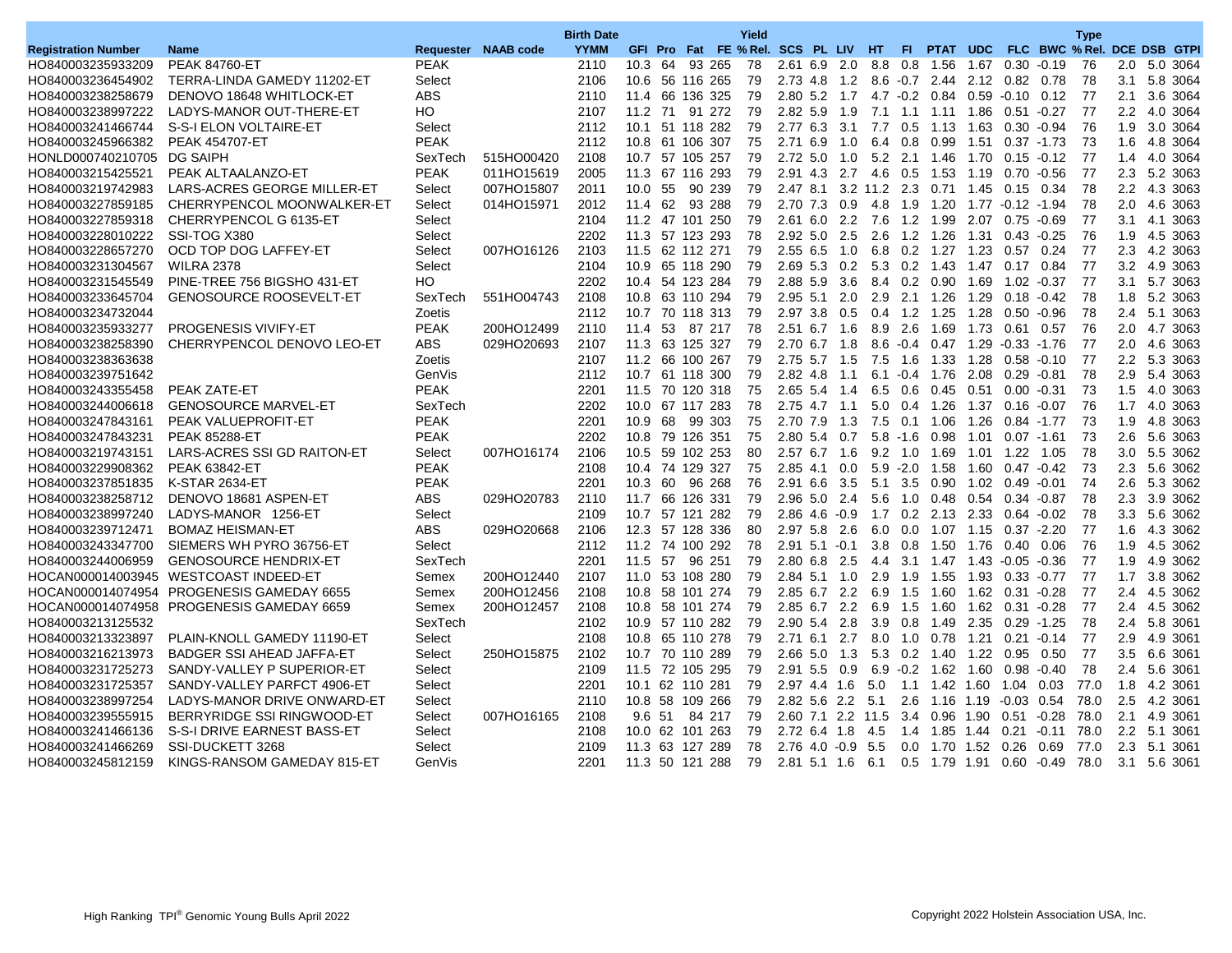| Registration Number | Name | Requester | NAAB code | Birth Date YYMM | GFI | Pro | Fat | Yield FE | % Rel. | SCS | PL | LIV | HT | FI | PTAT | UDC | FLC | BWC | Type % Rel. | DCE | DSB | GTPI |
|---|---|---|---|---|---|---|---|---|---|---|---|---|---|---|---|---|---|---|---|---|---|---|
| HO840003235933209 | PEAK 84760-ET | PEAK | | 2110 | 10.3 | 64 | 93 | 265 | 78 | 2.61 | 6.9 | 2.0 | 8.8 | 0.8 | 1.56 | 1.67 | 0.30 | -0.19 | 76 | 2.0 | 5.0 | 3064 |
| HO840003236454902 | TERRA-LINDA GAMEDY 11202-ET | Select | | 2106 | 10.6 | 56 | 116 | 265 | 79 | 2.73 | 4.8 | 1.2 | 8.6 | -0.7 | 2.44 | 2.12 | 0.82 | 0.78 | 78 | 3.1 | 5.8 | 3064 |
| HO840003238258679 | DENOVO 18648 WHITLOCK-ET | ABS | | 2110 | 11.4 | 66 | 136 | 325 | 79 | 2.80 | 5.2 | 1.7 | 4.7 | -0.2 | 0.84 | 0.59 | -0.10 | 0.12 | 77 | 2.1 | 3.6 | 3064 |
| HO840003238997222 | LADYS-MANOR OUT-THERE-ET | HO | | 2107 | 11.2 | 71 | 91 | 272 | 79 | 2.82 | 5.9 | 1.9 | 7.1 | 1.1 | 1.11 | 1.86 | 0.51 | -0.27 | 77 | 2.2 | 4.0 | 3064 |
| HO840003241466744 | S-S-I ELON VOLTAIRE-ET | Select | | 2112 | 10.1 | 51 | 118 | 282 | 79 | 2.77 | 6.3 | 3.1 | 7.7 | 0.5 | 1.13 | 1.63 | 0.30 | -0.94 | 76 | 1.9 | 3.0 | 3064 |
| HO840003245966382 | PEAK 454707-ET | PEAK | | 2112 | 10.8 | 61 | 106 | 307 | 75 | 2.71 | 6.9 | 1.0 | 6.4 | 0.8 | 0.99 | 1.51 | 0.37 | -1.73 | 73 | 1.6 | 4.8 | 3064 |
| HONLD000740210705 | DG SAIPH | SexTech | 515HO00420 | 2108 | 10.7 | 57 | 105 | 257 | 79 | 2.72 | 5.0 | 1.0 | 5.2 | 2.1 | 1.46 | 1.70 | 0.15 | -0.12 | 77 | 1.4 | 4.0 | 3064 |
| HO840003215425521 | PEAK ALTAALANZO-ET | PEAK | 011HO15619 | 2005 | 11.3 | 67 | 116 | 293 | 79 | 2.91 | 4.3 | 2.7 | 4.6 | 0.5 | 1.53 | 1.19 | 0.70 | -0.56 | 77 | 2.3 | 5.2 | 3063 |
| HO840003219742983 | LARS-ACRES GEORGE MILLER-ET | Select | 007HO15807 | 2011 | 10.0 | 55 | 90 | 239 | 79 | 2.47 | 8.1 | 3.2 | 11.2 | 2.3 | 0.71 | 1.45 | 0.15 | 0.34 | 78 | 2.2 | 4.3 | 3063 |
| HO840003227859185 | CHERRYPENCOL MOONWALKER-ET | Select | 014HO15971 | 2012 | 11.4 | 62 | 93 | 288 | 79 | 2.70 | 7.3 | 0.9 | 4.8 | 1.9 | 1.20 | 1.77 | -0.12 | -1.94 | 78 | 2.0 | 4.6 | 3063 |
| HO840003227859318 | CHERRYPENCOL G 6135-ET | Select | | 2104 | 11.2 | 47 | 101 | 250 | 79 | 2.61 | 6.0 | 2.2 | 7.6 | 1.2 | 1.99 | 2.07 | 0.75 | -0.69 | 77 | 3.1 | 4.1 | 3063 |
| HO840003228010222 | SSI-TOG X380 | Select | | 2202 | 11.3 | 57 | 123 | 293 | 78 | 2.92 | 5.0 | 2.5 | 2.6 | 1.2 | 1.26 | 1.31 | 0.43 | -0.25 | 76 | 1.9 | 4.5 | 3063 |
| HO840003228657270 | OCD TOP DOG LAFFEY-ET | Select | 007HO16126 | 2103 | 11.5 | 62 | 112 | 271 | 79 | 2.55 | 6.5 | 1.0 | 6.8 | 0.2 | 1.27 | 1.23 | 0.57 | 0.24 | 77 | 2.3 | 4.2 | 3063 |
| HO840003231304567 | WILRA 2378 | Select | | 2104 | 10.9 | 65 | 118 | 290 | 79 | 2.69 | 5.3 | 0.2 | 5.3 | 0.2 | 1.43 | 1.47 | 0.17 | 0.84 | 77 | 3.2 | 4.9 | 3063 |
| HO840003231545549 | PINE-TREE 756 BIGSHO 431-ET | HO | | 2202 | 10.4 | 54 | 123 | 284 | 79 | 2.88 | 5.9 | 3.6 | 8.4 | 0.2 | 0.90 | 1.69 | 1.02 | -0.37 | 77 | 3.1 | 5.7 | 3063 |
| HO840003233645704 | GENOSOURCE ROOSEVELT-ET | SexTech | 551HO04743 | 2108 | 10.8 | 63 | 110 | 294 | 79 | 2.95 | 5.1 | 2.0 | 2.9 | 2.1 | 1.26 | 1.29 | 0.18 | -0.42 | 78 | 1.8 | 5.2 | 3063 |
| HO840003234732044 | | Zoetis | | 2112 | 10.7 | 70 | 118 | 313 | 79 | 2.97 | 3.8 | 0.5 | 0.4 | 1.2 | 1.25 | 1.28 | 0.50 | -0.96 | 78 | 2.4 | 5.1 | 3063 |
| HO840003235933277 | PROGENESIS VIVIFY-ET | PEAK | 200HO12499 | 2110 | 11.4 | 53 | 87 | 217 | 78 | 2.51 | 6.7 | 1.6 | 8.9 | 2.6 | 1.69 | 1.73 | 0.61 | 0.57 | 76 | 2.0 | 4.7 | 3063 |
| HO840003238258390 | CHERRYPENCOL DENOVO LEO-ET | ABS | 029HO20693 | 2107 | 11.3 | 63 | 125 | 327 | 79 | 2.70 | 6.7 | 1.8 | 8.6 | -0.4 | 0.47 | 1.29 | -0.33 | -1.76 | 77 | 2.0 | 4.6 | 3063 |
| HO840003238363638 | | Zoetis | | 2107 | 11.2 | 66 | 100 | 267 | 79 | 2.75 | 5.7 | 1.5 | 7.5 | 1.6 | 1.33 | 1.28 | 0.58 | -0.10 | 77 | 2.2 | 5.3 | 3063 |
| HO840003239751642 | | GenVis | | 2112 | 10.7 | 61 | 118 | 300 | 79 | 2.82 | 4.8 | 1.1 | 6.1 | -0.4 | 1.76 | 2.08 | 0.29 | -0.81 | 78 | 2.9 | 5.4 | 3063 |
| HO840003243355458 | PEAK ZATE-ET | PEAK | | 2201 | 11.5 | 70 | 120 | 318 | 75 | 2.65 | 5.4 | 1.4 | 6.5 | 0.6 | 0.45 | 0.51 | 0.00 | -0.31 | 73 | 1.5 | 4.0 | 3063 |
| HO840003244006618 | GENOSOURCE MARVEL-ET | SexTech | | 2202 | 10.0 | 67 | 117 | 283 | 78 | 2.75 | 4.7 | 1.1 | 5.0 | 0.4 | 1.26 | 1.37 | 0.16 | -0.07 | 76 | 1.7 | 4.0 | 3063 |
| HO840003247843161 | PEAK VALUEPROFIT-ET | PEAK | | 2201 | 10.9 | 68 | 99 | 303 | 75 | 2.70 | 7.9 | 1.3 | 7.5 | 0.1 | 1.06 | 1.26 | 0.84 | -1.77 | 73 | 1.9 | 4.8 | 3063 |
| HO840003247843231 | PEAK 85288-ET | PEAK | | 2202 | 10.8 | 79 | 126 | 351 | 75 | 2.80 | 5.4 | 0.7 | 5.8 | -1.6 | 0.98 | 1.01 | 0.07 | -1.61 | 73 | 2.6 | 5.6 | 3063 |
| HO840003219743151 | LARS-ACRES SSI GD RAITON-ET | Select | 007HO16174 | 2106 | 10.5 | 59 | 102 | 253 | 80 | 2.57 | 6.7 | 1.6 | 9.2 | 1.0 | 1.69 | 1.01 | 1.22 | 1.05 | 78 | 3.0 | 5.5 | 3062 |
| HO840003229908362 | PEAK 63842-ET | PEAK | | 2108 | 10.4 | 74 | 129 | 327 | 75 | 2.85 | 4.1 | 0.0 | 5.9 | -2.0 | 1.58 | 1.60 | 0.47 | -0.42 | 73 | 2.3 | 5.6 | 3062 |
| HO840003237851835 | K-STAR 2634-ET | PEAK | | 2201 | 10.3 | 60 | 96 | 268 | 76 | 2.91 | 6.6 | 3.5 | 5.1 | 3.5 | 0.90 | 1.02 | 0.49 | -0.01 | 74 | 2.6 | 5.3 | 3062 |
| HO840003238258712 | DENOVO 18681 ASPEN-ET | ABS | 029HO20783 | 2110 | 11.7 | 66 | 126 | 331 | 79 | 2.96 | 5.0 | 2.4 | 5.6 | 1.0 | 0.48 | 0.54 | 0.34 | -0.87 | 78 | 2.3 | 3.9 | 3062 |
| HO840003238997240 | LADYS-MANOR 1256-ET | Select | | 2109 | 10.7 | 57 | 121 | 282 | 79 | 2.86 | 4.6 | -0.9 | 1.7 | 0.2 | 2.13 | 2.33 | 0.64 | -0.02 | 78 | 3.3 | 5.6 | 3062 |
| HO840003239712471 | BOMAZ HEISMAN-ET | ABS | 029HO20668 | 2106 | 12.3 | 57 | 128 | 336 | 80 | 2.97 | 5.8 | 2.6 | 6.0 | 0.0 | 1.07 | 1.15 | 0.37 | -2.20 | 77 | 1.6 | 4.3 | 3062 |
| HO840003243347700 | SIEMERS WH PYRO 36756-ET | Select | | 2112 | 11.2 | 74 | 100 | 292 | 78 | 2.91 | 5.1 | -0.1 | 3.8 | 0.8 | 1.50 | 1.76 | 0.40 | 0.06 | 76 | 1.9 | 4.5 | 3062 |
| HO840003244006959 | GENOSOURCE HENDRIX-ET | SexTech | | 2201 | 11.5 | 57 | 96 | 251 | 79 | 2.80 | 6.8 | 2.5 | 4.4 | 3.1 | 1.47 | 1.43 | -0.05 | -0.36 | 77 | 1.9 | 4.9 | 3062 |
| HOCAN000014003945 | WESTCOAST INDEED-ET | Semex | 200HO12440 | 2107 | 11.0 | 53 | 108 | 280 | 79 | 2.84 | 5.1 | 1.0 | 2.9 | 1.9 | 1.55 | 1.93 | 0.33 | -0.77 | 77 | 1.7 | 3.8 | 3062 |
| HOCAN000014074954 | PROGENESIS GAMEDAY 6655 | Semex | 200HO12456 | 2108 | 10.8 | 58 | 101 | 274 | 79 | 2.85 | 6.7 | 2.2 | 6.9 | 1.5 | 1.60 | 1.62 | 0.31 | -0.28 | 77 | 2.4 | 4.5 | 3062 |
| HOCAN000014074958 | PROGENESIS GAMEDAY 6659 | Semex | 200HO12457 | 2108 | 10.8 | 58 | 101 | 274 | 79 | 2.85 | 6.7 | 2.2 | 6.9 | 1.5 | 1.60 | 1.62 | 0.31 | -0.28 | 77 | 2.4 | 4.5 | 3062 |
| HO840003213125532 | | SexTech | | 2102 | 10.9 | 57 | 110 | 282 | 79 | 2.90 | 5.4 | 2.8 | 3.9 | 0.8 | 1.49 | 2.35 | 0.29 | -1.25 | 78 | 2.4 | 5.8 | 3061 |
| HO840003213323897 | PLAIN-KNOLL GAMEDY 11190-ET | Select | | 2108 | 10.8 | 65 | 110 | 278 | 79 | 2.71 | 6.1 | 2.7 | 8.0 | 1.0 | 0.78 | 1.21 | 0.21 | -0.14 | 77 | 2.9 | 4.9 | 3061 |
| HO840003216213973 | BADGER SSI AHEAD JAFFA-ET | Select | 250HO15875 | 2102 | 10.7 | 70 | 110 | 289 | 79 | 2.66 | 5.0 | 1.3 | 5.3 | 0.2 | 1.40 | 1.22 | 0.95 | 0.50 | 77 | 3.5 | 6.6 | 3061 |
| HO840003231725273 | SANDY-VALLEY P SUPERIOR-ET | Select | | 2109 | 11.5 | 72 | 105 | 295 | 79 | 2.91 | 5.5 | 0.9 | 6.9 | -0.2 | 1.62 | 1.60 | 0.98 | -0.40 | 78 | 2.4 | 5.6 | 3061 |
| HO840003231725357 | SANDY-VALLEY PARFCT 4906-ET | Select | | 2201 | 10.1 | 62 | 110 | 281 | 79 | 2.97 | 4.4 | 1.6 | 5.0 | 1.1 | 1.42 | 1.60 | 1.04 | 0.03 | 77.0 | 1.8 | 4.2 | 3061 |
| HO840003238997254 | LADYS-MANOR DRIVE ONWARD-ET | Select | | 2110 | 10.8 | 58 | 109 | 266 | 79 | 2.82 | 5.6 | 2.2 | 5.1 | 2.6 | 1.16 | 1.19 | -0.03 | 0.54 | 78.0 | 2.5 | 4.2 | 3061 |
| HO840003239555915 | BERRYRIDGE SSI RINGWOOD-ET | Select | 007HO16165 | 2108 | 9.6 | 51 | 84 | 217 | 79 | 2.60 | 7.1 | 2.2 | 11.5 | 3.4 | 0.96 | 1.90 | 0.51 | -0.28 | 78.0 | 2.1 | 4.9 | 3061 |
| HO840003241466136 | S-S-I DRIVE EARNEST BASS-ET | Select | | 2108 | 10.0 | 62 | 101 | 263 | 79 | 2.72 | 6.4 | 1.8 | 4.5 | 1.4 | 1.85 | 1.44 | 0.21 | -0.11 | 78.0 | 2.2 | 5.1 | 3061 |
| HO840003241466269 | SSI-DUCKETT 3268 | Select | | 2109 | 11.3 | 63 | 127 | 289 | 78 | 2.76 | 4.0 | -0.9 | 5.5 | 0.0 | 1.70 | 1.52 | 0.26 | 0.69 | 77.0 | 2.3 | 5.1 | 3061 |
| HO840003245812159 | KINGS-RANSOM GAMEDAY 815-ET | GenVis | | 2201 | 11.3 | 50 | 121 | 288 | 79 | 2.81 | 5.1 | 1.6 | 6.1 | 0.5 | 1.79 | 1.91 | 0.60 | -0.49 | 78.0 | 3.1 | 5.6 | 3061 |

High Ranking TPI® Genomic Young Bulls April 2022

Copyright 2022 Holstein Association USA, Inc.